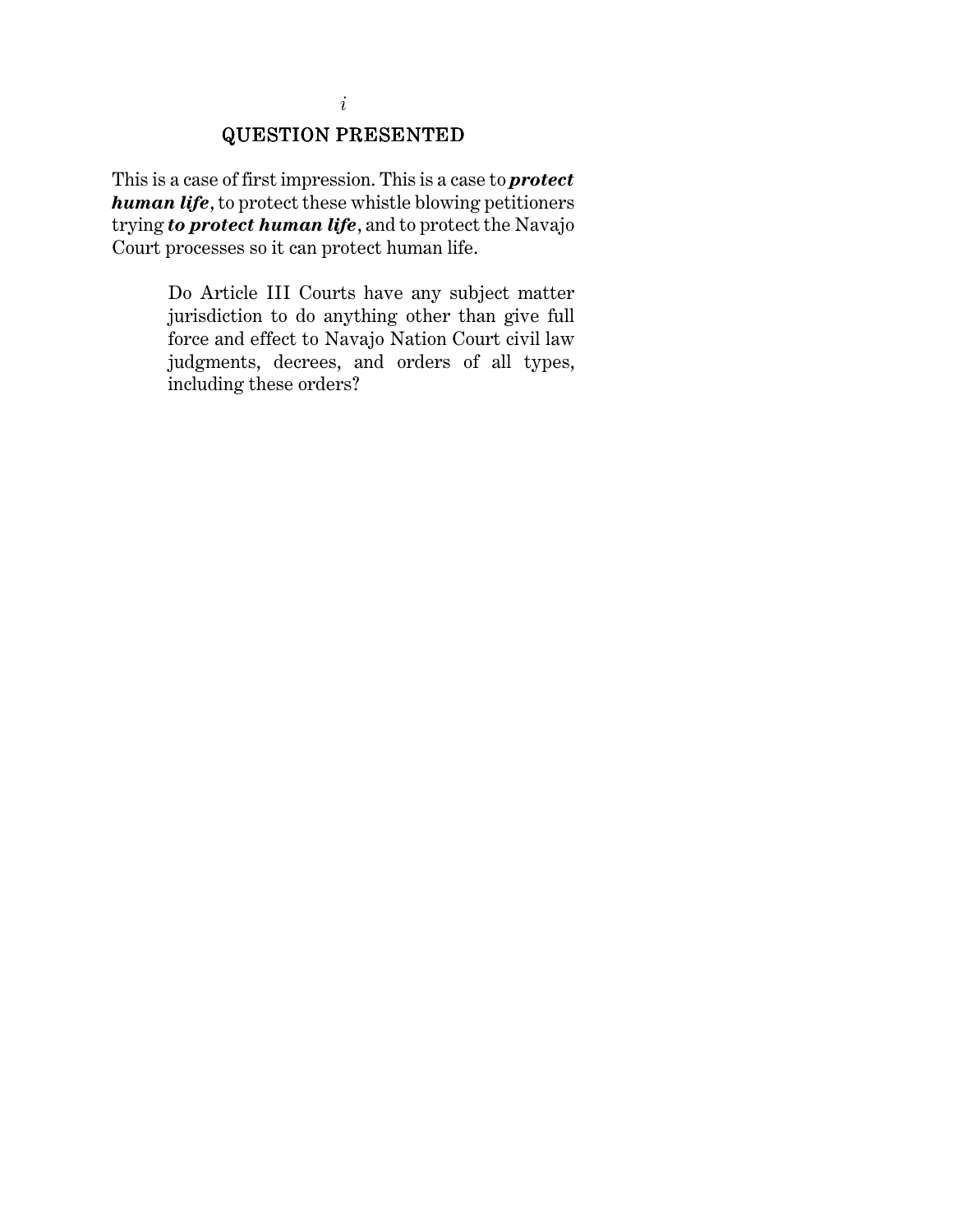## QUESTION PRESENTED

This is a case of first impression. This is a case to ***protect human life***, to protect these whistle blowing petitioners trying ***to protect human life***, and to protect the Navajo Court processes so it can protect human life.

> Do Article III Courts have any subject matter jurisdiction to do anything other than give full force and effect to Navajo Nation Court civil law judgments, decrees, and orders of all types, including these orders?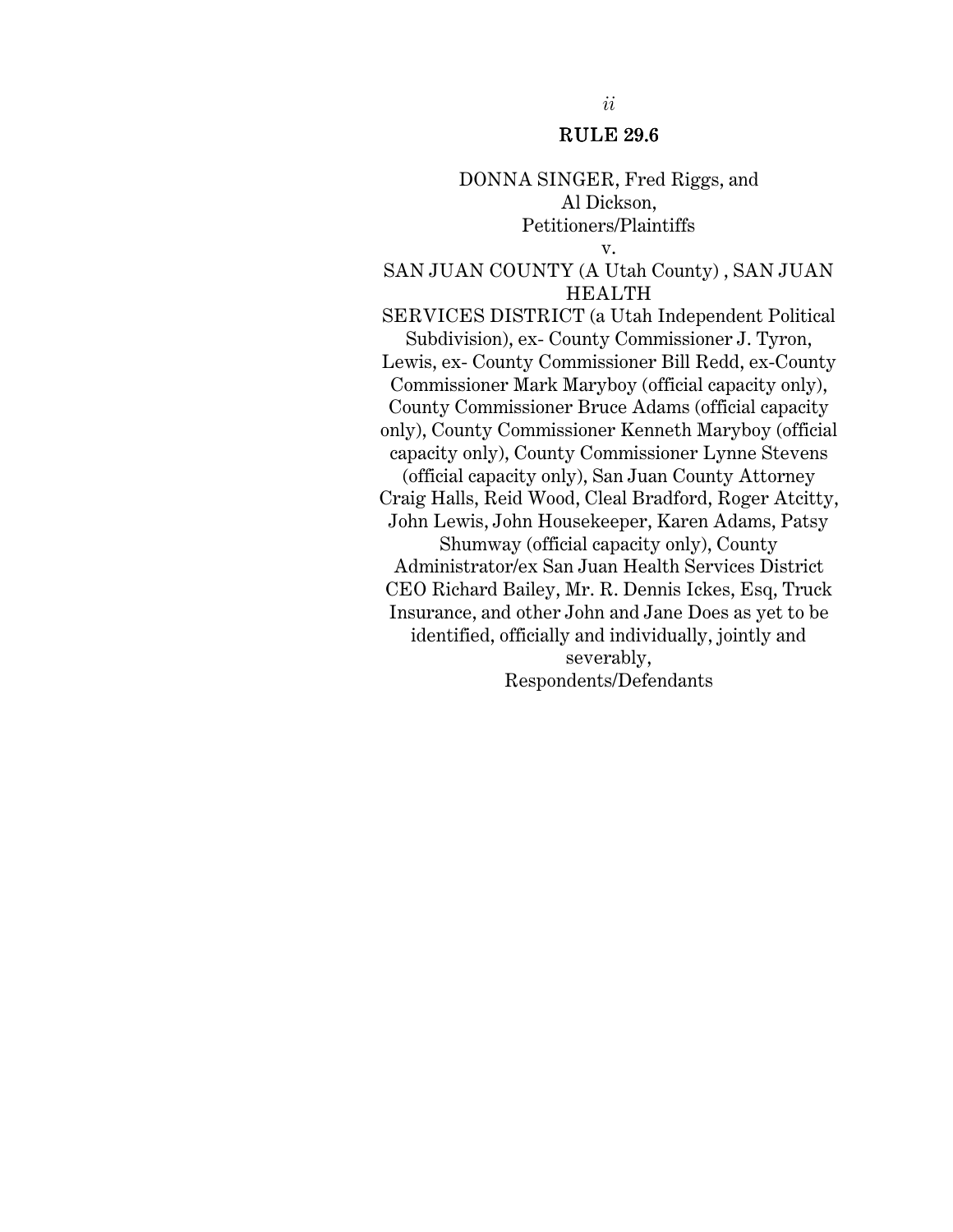## RULE 29.6

DONNA SINGER, Fred Riggs, and Al Dickson,
Petitioners/Plaintiffs

v.

SAN JUAN COUNTY (A Utah County) , SAN JUAN HEALTH SERVICES DISTRICT (a Utah Independent Political Subdivision), ex- County Commissioner J. Tyron, Lewis, ex- County Commissioner Bill Redd, ex-County Commissioner Mark Maryboy (official capacity only), County Commissioner Bruce Adams (official capacity only), County Commissioner Kenneth Maryboy (official capacity only), County Commissioner Lynne Stevens (official capacity only), San Juan County Attorney Craig Halls, Reid Wood, Cleal Bradford, Roger Atcitty, John Lewis, John Housekeeper, Karen Adams, Patsy Shumway (official capacity only), County Administrator/ex San Juan Health Services District CEO Richard Bailey, Mr. R. Dennis Ickes, Esq, Truck Insurance, and other John and Jane Does as yet to be identified, officially and individually, jointly and severably,
Respondents/Defendants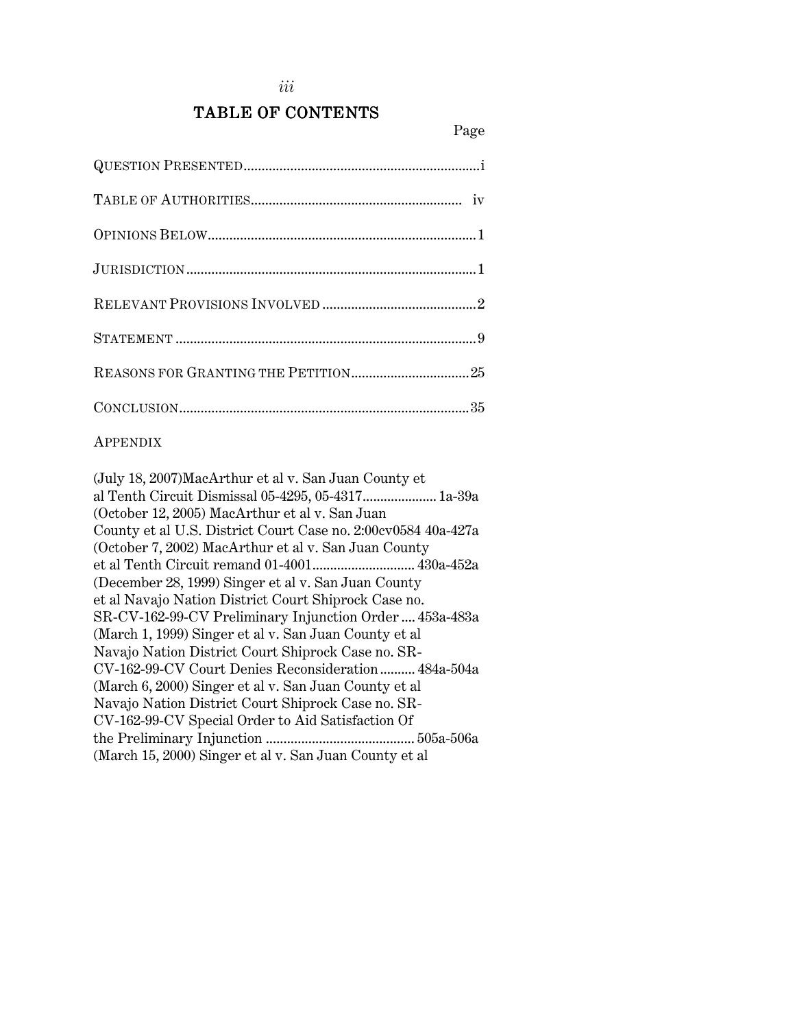# TABLE OF CONTENTS

Page

QUESTION PRESENTED.................................................................i

TABLE OF AUTHORITIES.......................................................... iv

OPINIONS BELOW..........................................................................1

JURISDICTION................................................................................1

RELEVANT PROVISIONS INVOLVED ..........................................2

STATEMENT ...................................................................................9

REASONS FOR GRANTING THE PETITION................................25

CONCLUSION................................................................................35

APPENDIX

(July 18, 2007)MacArthur et al v. San Juan County et al Tenth Circuit Dismissal 05-4295, 05-4317..................... 1a-39a

(October 12, 2005) MacArthur et al v. San Juan County et al U.S. District Court Case no. 2:00cv0584 40a-427a

(October 7, 2002) MacArthur et al v. San Juan County et al Tenth Circuit remand 01-4001............................ 430a-452a

(December 28, 1999) Singer et al v. San Juan County et al Navajo Nation District Court Shiprock Case no. SR-CV-162-99-CV Preliminary Injunction Order .... 453a-483a

(March 1, 1999) Singer et al v. San Juan County et al Navajo Nation District Court Shiprock Case no. SR-CV-162-99-CV Court Denies Reconsideration.......... 484a-504a

(March 6, 2000) Singer et al v. San Juan County et al Navajo Nation District Court Shiprock Case no. SR-CV-162-99-CV Special Order to Aid Satisfaction Of the Preliminary Injunction .......................................... 505a-506a

(March 15, 2000) Singer et al v. San Juan County et al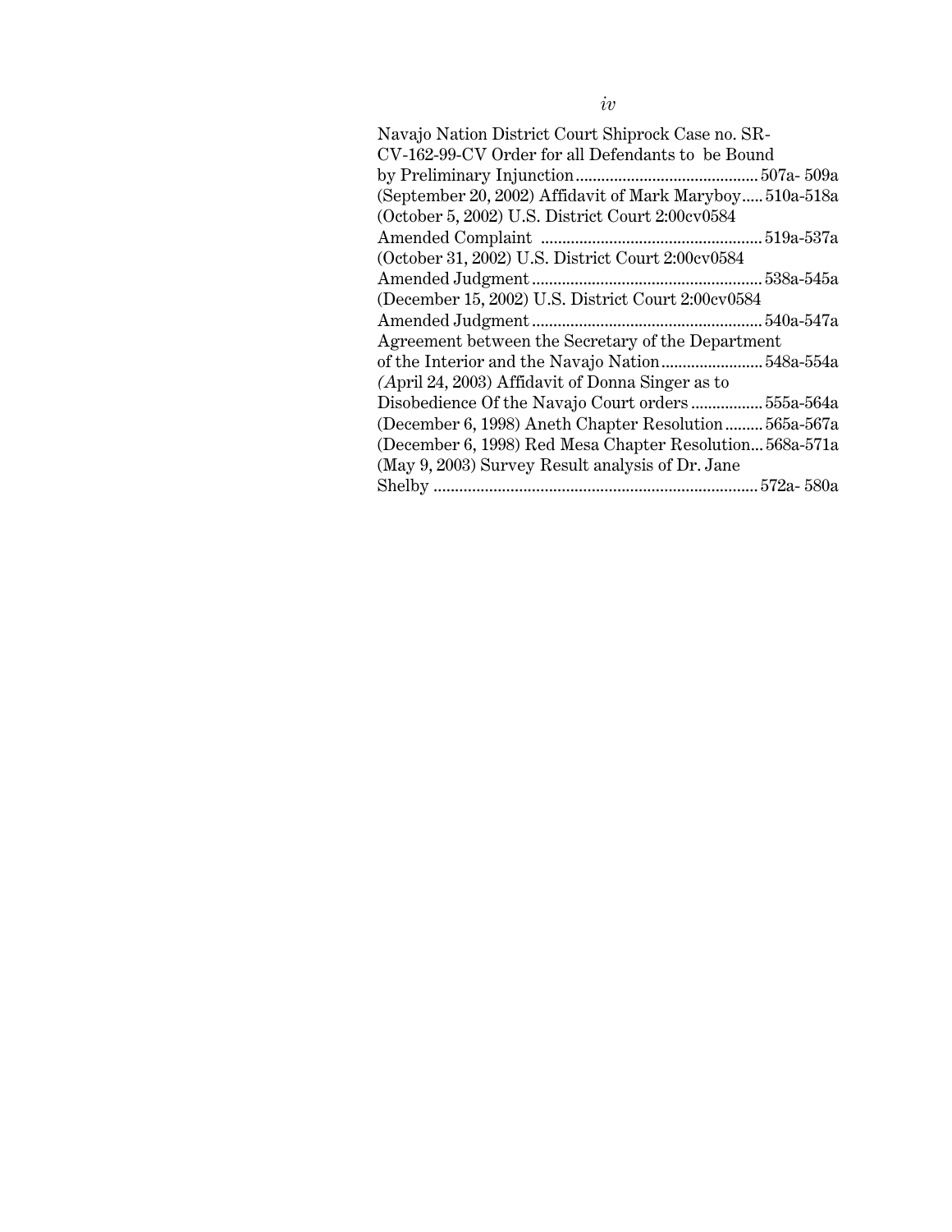Navajo Nation District Court Shiprock Case no. SR-CV-162-99-CV Order for all Defendants to be Bound by Preliminary Injunction .......................................... 507a- 509a

(September 20, 2002) Affidavit of Mark Maryboy ..... 510a-518a

(October 5, 2002) U.S. District Court 2:00cv0584 Amended Complaint ................................................... 519a-537a

(October 31, 2002) U.S. District Court 2:00cv0584 Amended Judgment ...................................................... 538a-545a

(December 15, 2002) U.S. District Court 2:00cv0584 Amended Judgment ...................................................... 540a-547a

Agreement between the Secretary of the Department of the Interior and the Navajo Nation ........................ 548a-554a

(April 24, 2003) Affidavit of Donna Singer as to Disobedience Of the Navajo Court orders ................ 555a-564a

(December 6, 1998) Aneth Chapter Resolution ......... 565a-567a

(December 6, 1998) Red Mesa Chapter Resolution... 568a-571a

(May 9, 2003) Survey Result analysis of Dr. Jane Shelby ........................................................................... 572a- 580a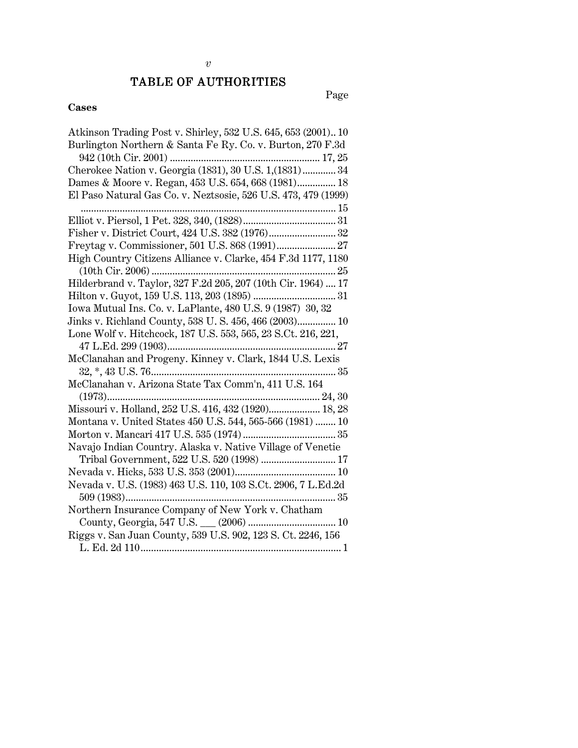# TABLE OF AUTHORITIES

Page

**Cases**

Atkinson Trading Post v. Shirley, 532 U.S. 645, 653 (2001).. 10

Burlington Northern & Santa Fe Ry. Co. v. Burton, 270 F.3d 942 (10th Cir. 2001) .......................................................... 17, 25

Cherokee Nation v. Georgia (1831), 30 U.S. 1,(1831)............. 34

Dames & Moore v. Regan, 453 U.S. 654, 668 (1981)............... 18

El Paso Natural Gas Co. v. Neztsosie, 526 U.S. 473, 479 (1999) .................................................................................... 15

Elliot v. Piersol, 1 Pet. 328, 340, (1828).................................... 31

Fisher v. District Court, 424 U.S. 382 (1976).......................... 32

Freytag v. Commissioner, 501 U.S. 868 (1991)....................... 27

High Country Citizens Alliance v. Clarke, 454 F.3d 1177, 1180 (10th Cir. 2006) ...................................................................... 25

Hilderbrand v. Taylor, 327 F.2d 205, 207 (10th Cir. 1964) .... 17

Hilton v. Guyot, 159 U.S. 113, 203 (1895) ................................ 31

Iowa Mutual Ins. Co. v. LaPlante, 480 U.S. 9 (1987) 30, 32

Jinks v. Richland County, 538 U. S. 456, 466 (2003)............... 10

Lone Wolf v. Hitchcock, 187 U.S. 553, 565, 23 S.Ct. 216, 221, 47 L.Ed. 299 (1903)................................................................. 27

McClanahan and Progeny. Kinney v. Clark, 1844 U.S. Lexis 32, *, 43 U.S. 76....................................................................... 35

McClanahan v. Arizona State Tax Comm'n, 411 U.S. 164 (1973)................................................................................. 24, 30

Missouri v. Holland, 252 U.S. 416, 432 (1920).................... 18, 28

Montana v. United States 450 U.S. 544, 565-566 (1981) ........ 10

Morton v. Mancari 417 U.S. 535 (1974) .................................... 35

Navajo Indian Country. Alaska v. Native Village of Venetie Tribal Government, 522 U.S. 520 (1998) ............................. 17

Nevada v. Hicks, 533 U.S. 353 (2001)....................................... 10

Nevada v. U.S. (1983) 463 U.S. 110, 103 S.Ct. 2906, 7 L.Ed.2d 509 (1983)................................................................................. 35

Northern Insurance Company of New York v. Chatham County, Georgia, 547 U.S. ___ (2006) .................................. 10

Riggs v. San Juan County, 539 U.S. 902, 123 S. Ct. 2246, 156 L. Ed. 2d 110............................................................................. 1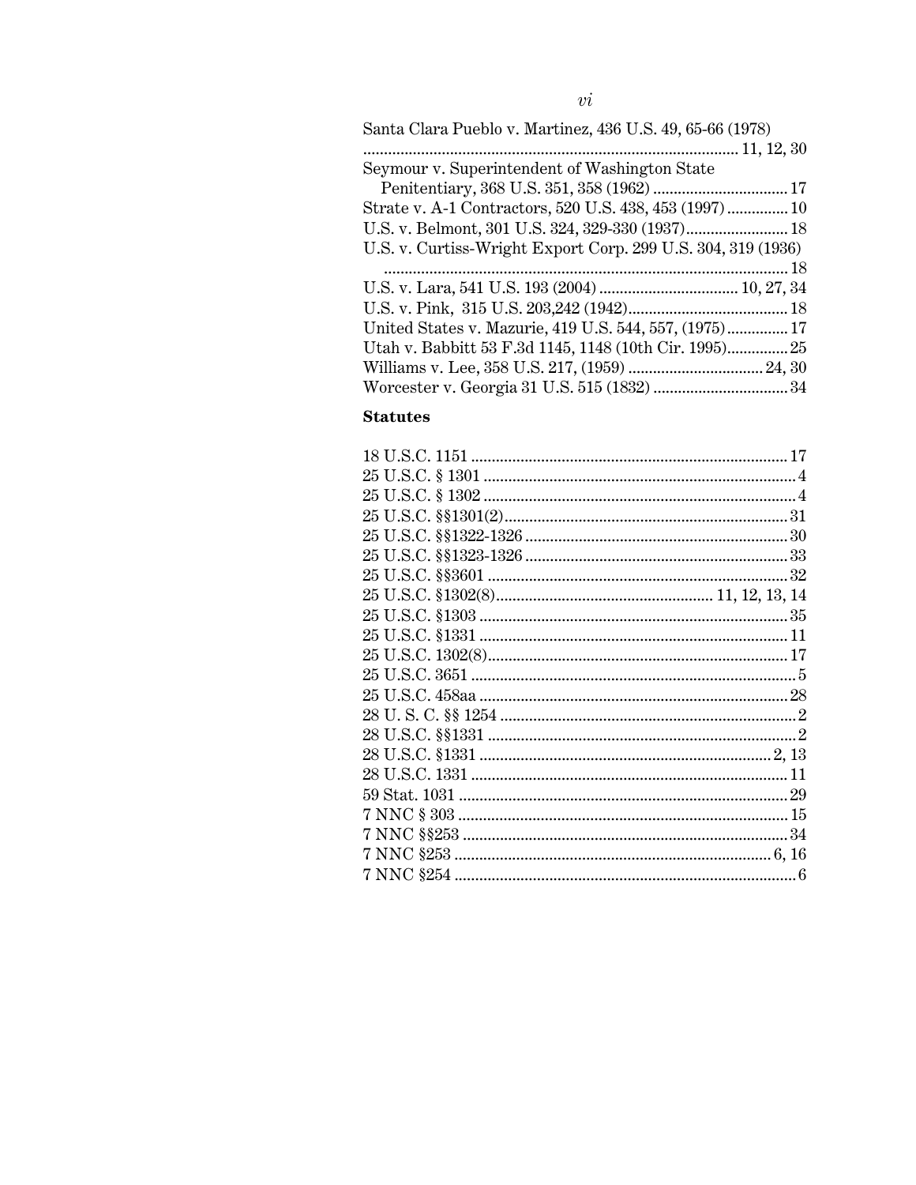Santa Clara Pueblo v. Martinez, 436 U.S. 49, 65-66 (1978) ............................................................................................ 11, 12, 30

Seymour v. Superintendent of Washington State Penitentiary, 368 U.S. 351, 358 (1962) ................................ 17

Strate v. A-1 Contractors, 520 U.S. 438, 453 (1997) ............... 10

U.S. v. Belmont, 301 U.S. 324, 329-330 (1937)......................... 18

U.S. v. Curtiss-Wright Export Corp. 299 U.S. 304, 319 (1936) ................................................................................................. 18

U.S. v. Lara, 541 U.S. 193 (2004) ................................. 10, 27, 34

U.S. v. Pink, 315 U.S. 203,242 (1942)....................................... 18

United States v. Mazurie, 419 U.S. 544, 557, (1975)............... 17

Utah v. Babbitt 53 F.3d 1145, 1148 (10th Cir. 1995)............... 25

Williams v. Lee, 358 U.S. 217, (1959) ................................ 24, 30

Worcester v. Georgia 31 U.S. 515 (1832) ................................. 34

**Statutes**

18 U.S.C. 1151 ............................................................................ 17

25 U.S.C. § 1301 ........................................................................... 4

25 U.S.C. § 1302 ........................................................................... 4

25 U.S.C. §§1301(2)..................................................................... 31

25 U.S.C. §§1322-1326 ................................................................ 30

25 U.S.C. §§1323-1326 ................................................................ 33

25 U.S.C. §§3601 ......................................................................... 32

25 U.S.C. §1302(8).................................................... 11, 12, 13, 14

25 U.S.C. §1303 ........................................................................... 35

25 U.S.C. §1331 ........................................................................... 11

25 U.S.C. 1302(8)......................................................................... 17

25 U.S.C. 3651 ............................................................................... 5

25 U.S.C. 458aa ........................................................................... 28

28 U. S. C. §§ 1254 ........................................................................ 2

28 U.S.C. §§1331 ........................................................................... 2

28 U.S.C. §1331 ....................................................................... 2, 13

28 U.S.C. 1331 ............................................................................. 11

59 Stat. 1031 ................................................................................ 29

7 NNC § 303 ................................................................................ 15

7 NNC §§253 ............................................................................... 34

7 NNC §253 ............................................................................. 6, 16

7 NNC §254 ................................................................................... 6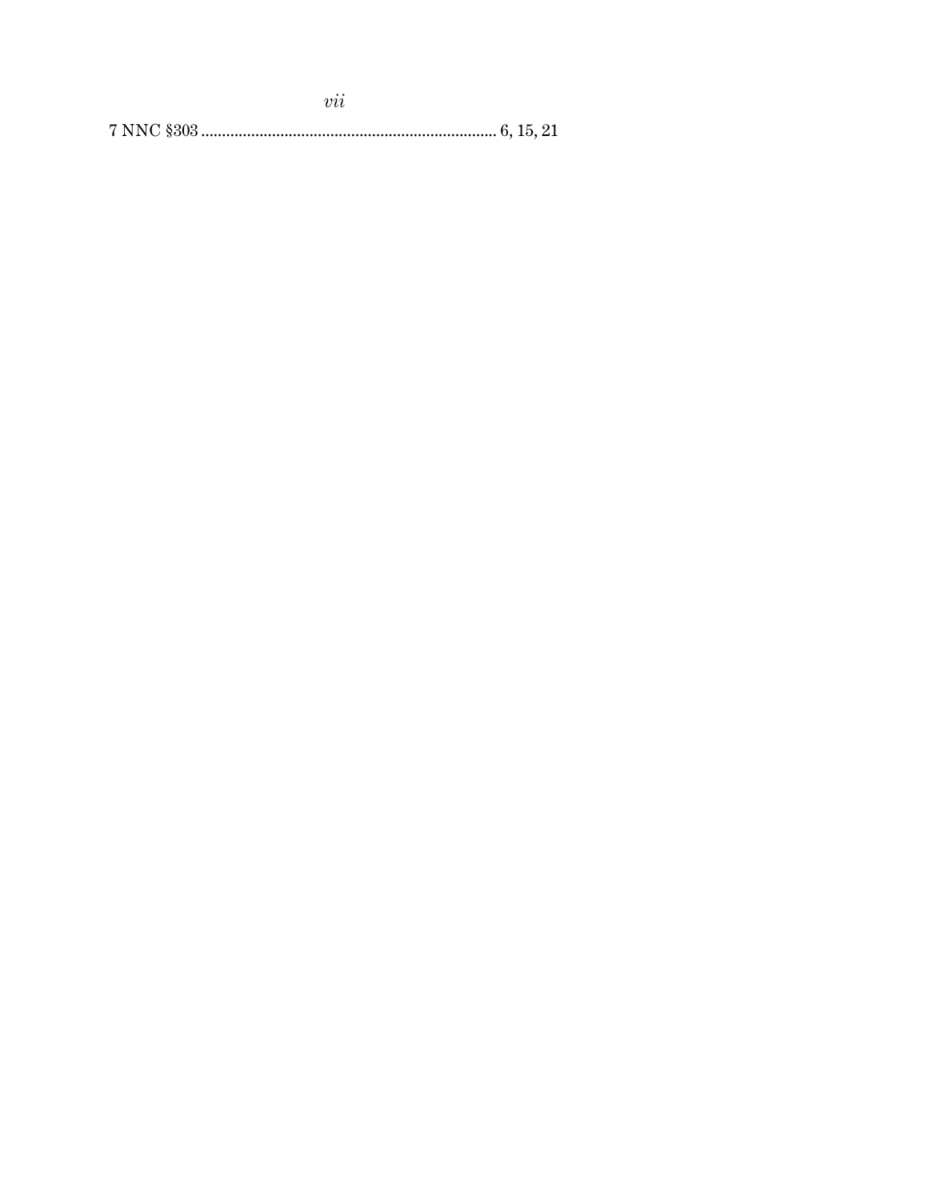7 NNC §303 ........................................................................ 6, 15, 21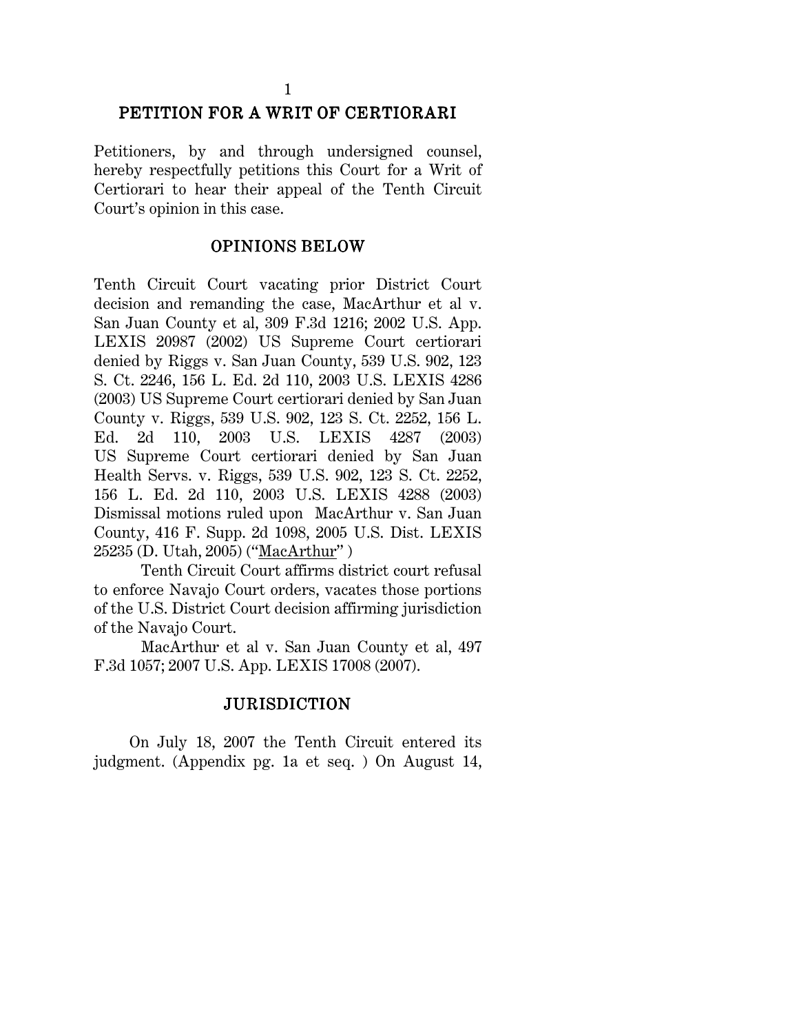## PETITION FOR A WRIT OF CERTIORARI

Petitioners, by and through undersigned counsel, hereby respectfully petitions this Court for a Writ of Certiorari to hear their appeal of the Tenth Circuit Court's opinion in this case.

## OPINIONS BELOW

Tenth Circuit Court vacating prior District Court decision and remanding the case, MacArthur et al v. San Juan County et al, 309 F.3d 1216; 2002 U.S. App. LEXIS 20987 (2002) US Supreme Court certiorari denied by Riggs v. San Juan County, 539 U.S. 902, 123 S. Ct. 2246, 156 L. Ed. 2d 110, 2003 U.S. LEXIS 4286 (2003) US Supreme Court certiorari denied by San Juan County v. Riggs, 539 U.S. 902, 123 S. Ct. 2252, 156 L. Ed. 2d 110, 2003 U.S. LEXIS 4287 (2003) US Supreme Court certiorari denied by San Juan Health Servs. v. Riggs, 539 U.S. 902, 123 S. Ct. 2252, 156 L. Ed. 2d 110, 2003 U.S. LEXIS 4288 (2003) Dismissal motions ruled upon MacArthur v. San Juan County, 416 F. Supp. 2d 1098, 2005 U.S. Dist. LEXIS 25235 (D. Utah, 2005) ("MacArthur")

Tenth Circuit Court affirms district court refusal to enforce Navajo Court orders, vacates those portions of the U.S. District Court decision affirming jurisdiction of the Navajo Court.

MacArthur et al v. San Juan County et al, 497 F.3d 1057; 2007 U.S. App. LEXIS 17008 (2007).

## JURISDICTION

On July 18, 2007 the Tenth Circuit entered its judgment. (Appendix pg. 1a et seq. ) On August 14,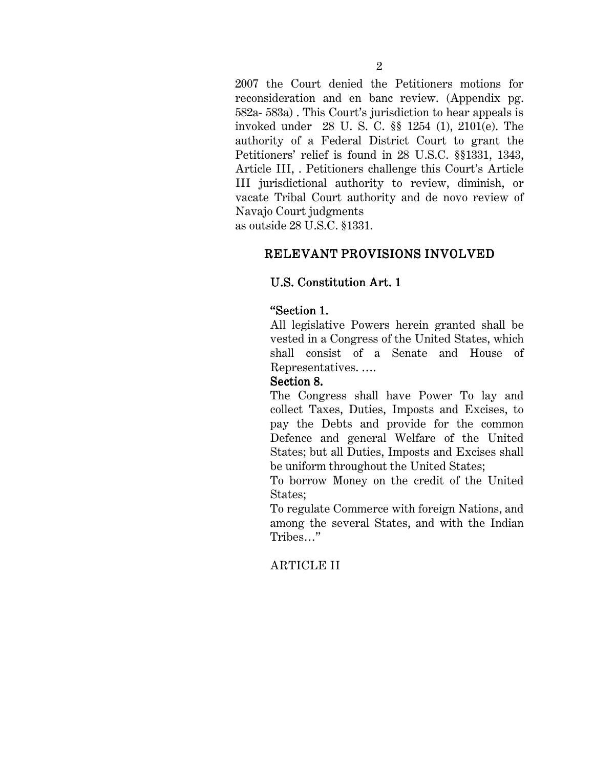2007 the Court denied the Petitioners motions for reconsideration and en banc review. (Appendix pg. 582a- 583a) . This Court's jurisdiction to hear appeals is invoked under 28 U. S. C. §§ 1254 (1), 2101(e). The authority of a Federal District Court to grant the Petitioners' relief is found in 28 U.S.C. §§1331, 1343, Article III, . Petitioners challenge this Court's Article III jurisdictional authority to review, diminish, or vacate Tribal Court authority and de novo review of Navajo Court judgments
as outside 28 U.S.C. §1331.

## RELEVANT PROVISIONS INVOLVED

**U.S. Constitution Art. 1**

**"Section 1.**

All legislative Powers herein granted shall be vested in a Congress of the United States, which shall consist of a Senate and House of Representatives. ….

**Section 8.**

The Congress shall have Power To lay and collect Taxes, Duties, Imposts and Excises, to pay the Debts and provide for the common Defence and general Welfare of the United States; but all Duties, Imposts and Excises shall be uniform throughout the United States;

To borrow Money on the credit of the United States;

To regulate Commerce with foreign Nations, and among the several States, and with the Indian Tribes…"

ARTICLE II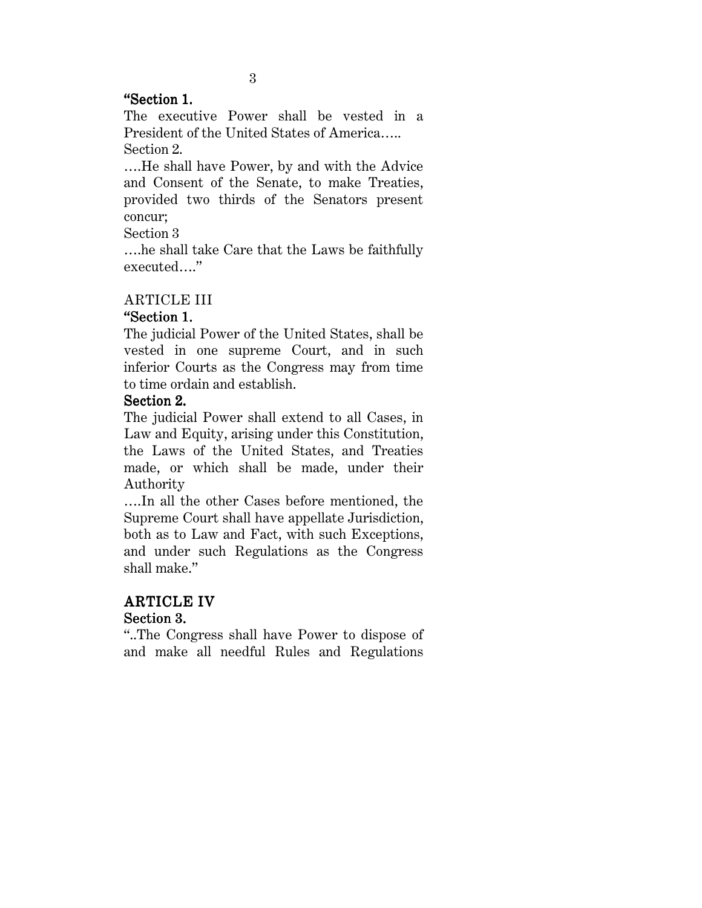**"Section 1.**

The executive Power shall be vested in a President of the United States of America…..

Section 2.

….He shall have Power, by and with the Advice and Consent of the Senate, to make Treaties, provided two thirds of the Senators present concur;

Section 3

….he shall take Care that the Laws be faithfully executed…."

ARTICLE III

**"Section 1.**

The judicial Power of the United States, shall be vested in one supreme Court, and in such inferior Courts as the Congress may from time to time ordain and establish.

**Section 2.**

The judicial Power shall extend to all Cases, in Law and Equity, arising under this Constitution, the Laws of the United States, and Treaties made, or which shall be made, under their Authority

….In all the other Cases before mentioned, the Supreme Court shall have appellate Jurisdiction, both as to Law and Fact, with such Exceptions, and under such Regulations as the Congress shall make."

## ARTICLE IV

**Section 3.**

"..The Congress shall have Power to dispose of and make all needful Rules and Regulations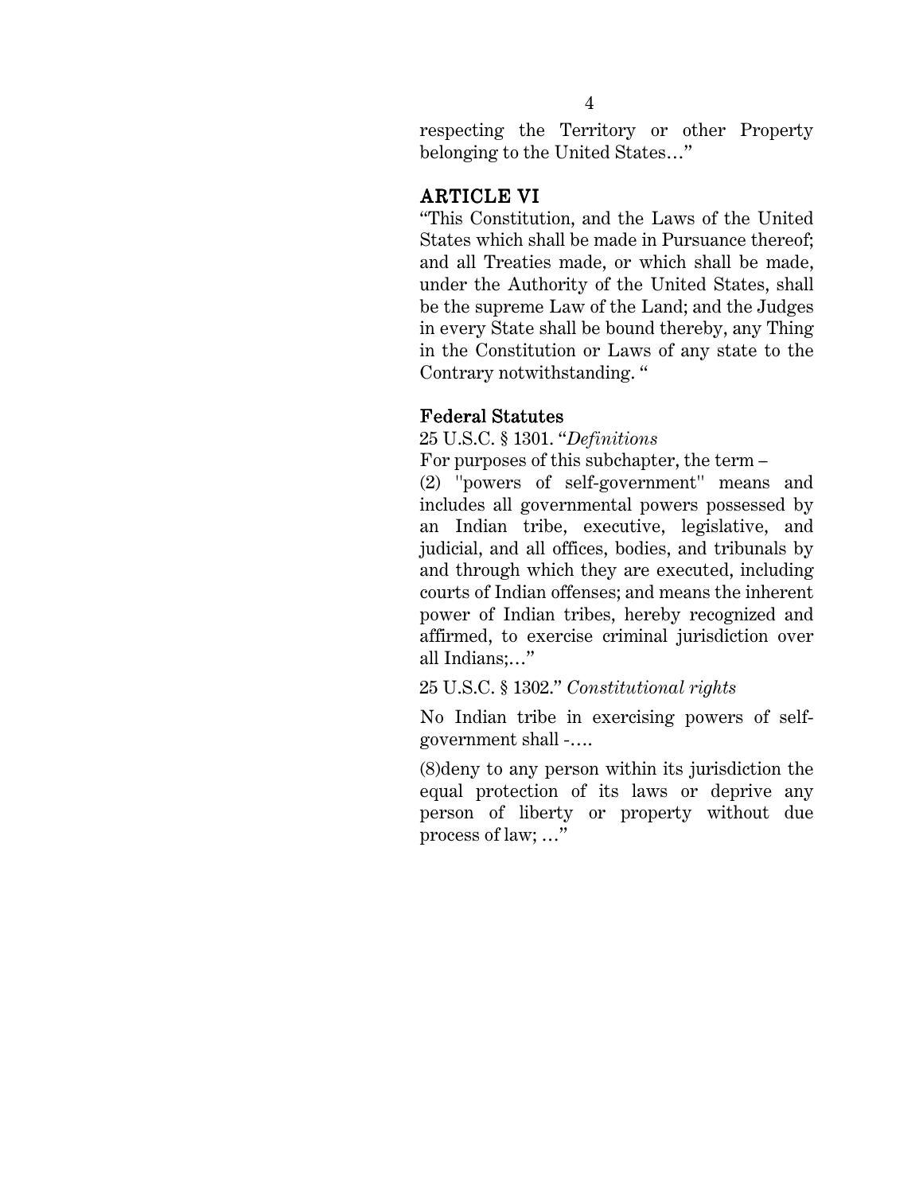respecting the Territory or other Property belonging to the United States…"

## ARTICLE VI

"This Constitution, and the Laws of the United States which shall be made in Pursuance thereof; and all Treaties made, or which shall be made, under the Authority of the United States, shall be the supreme Law of the Land; and the Judges in every State shall be bound thereby, any Thing in the Constitution or Laws of any state to the Contrary notwithstanding. "

## Federal Statutes

25 U.S.C. § 1301. "*Definitions*

For purposes of this subchapter, the term –

(2) ''powers of self-government'' means and includes all governmental powers possessed by an Indian tribe, executive, legislative, and judicial, and all offices, bodies, and tribunals by and through which they are executed, including courts of Indian offenses; and means the inherent power of Indian tribes, hereby recognized and affirmed, to exercise criminal jurisdiction over all Indians;…"

25 U.S.C. § 1302." *Constitutional rights*

No Indian tribe in exercising powers of self-government shall -….

(8)deny to any person within its jurisdiction the equal protection of its laws or deprive any person of liberty or property without due process of law; …"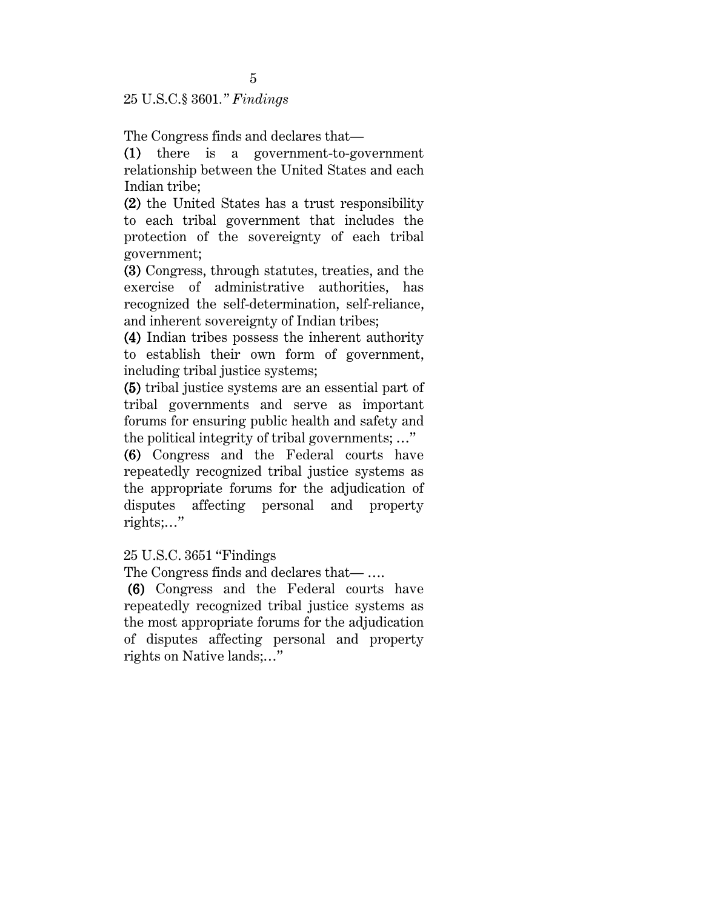25 U.S.C.§ 3601." *Findings*

The Congress finds and declares that—

**(1)** there is a government-to-government relationship between the United States and each Indian tribe;

**(2)** the United States has a trust responsibility to each tribal government that includes the protection of the sovereignty of each tribal government;

**(3)** Congress, through statutes, treaties, and the exercise of administrative authorities, has recognized the self-determination, self-reliance, and inherent sovereignty of Indian tribes;

**(4)** Indian tribes possess the inherent authority to establish their own form of government, including tribal justice systems;

**(5)** tribal justice systems are an essential part of tribal governments and serve as important forums for ensuring public health and safety and the political integrity of tribal governments; …"

**(6)** Congress and the Federal courts have repeatedly recognized tribal justice systems as the appropriate forums for the adjudication of disputes affecting personal and property rights;…"

25 U.S.C. 3651 "Findings

The Congress finds and declares that— ….

**(6)** Congress and the Federal courts have repeatedly recognized tribal justice systems as the most appropriate forums for the adjudication of disputes affecting personal and property rights on Native lands;…"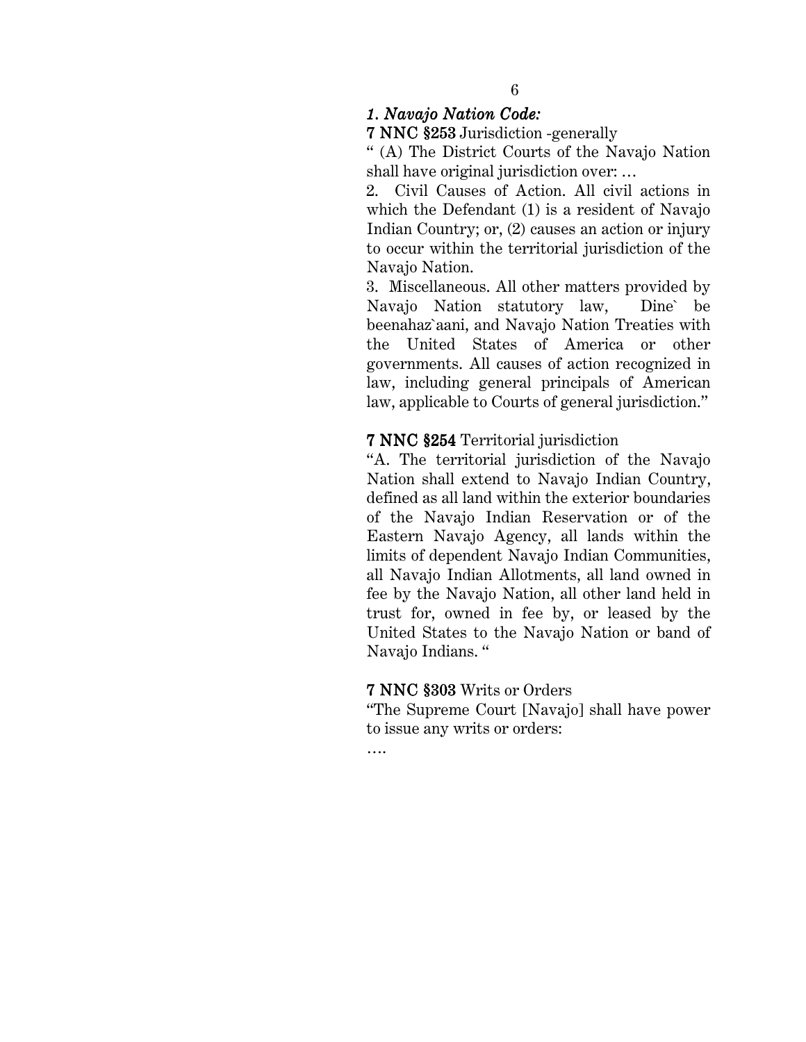### *1. Navajo Nation Code:*

**7 NNC §253** Jurisdiction -generally

" (A) The District Courts of the Navajo Nation shall have original jurisdiction over: …

2. Civil Causes of Action. All civil actions in which the Defendant (1) is a resident of Navajo Indian Country; or, (2) causes an action or injury to occur within the territorial jurisdiction of the Navajo Nation.

3. Miscellaneous. All other matters provided by Navajo Nation statutory law, Dine` be beenahaz`aani, and Navajo Nation Treaties with the United States of America or other governments. All causes of action recognized in law, including general principals of American law, applicable to Courts of general jurisdiction."

**7 NNC §254** Territorial jurisdiction

"A. The territorial jurisdiction of the Navajo Nation shall extend to Navajo Indian Country, defined as all land within the exterior boundaries of the Navajo Indian Reservation or of the Eastern Navajo Agency, all lands within the limits of dependent Navajo Indian Communities, all Navajo Indian Allotments, all land owned in fee by the Navajo Nation, all other land held in trust for, owned in fee by, or leased by the United States to the Navajo Nation or band of Navajo Indians. "

**7 NNC §303** Writs or Orders

"The Supreme Court [Navajo] shall have power to issue any writs or orders:

….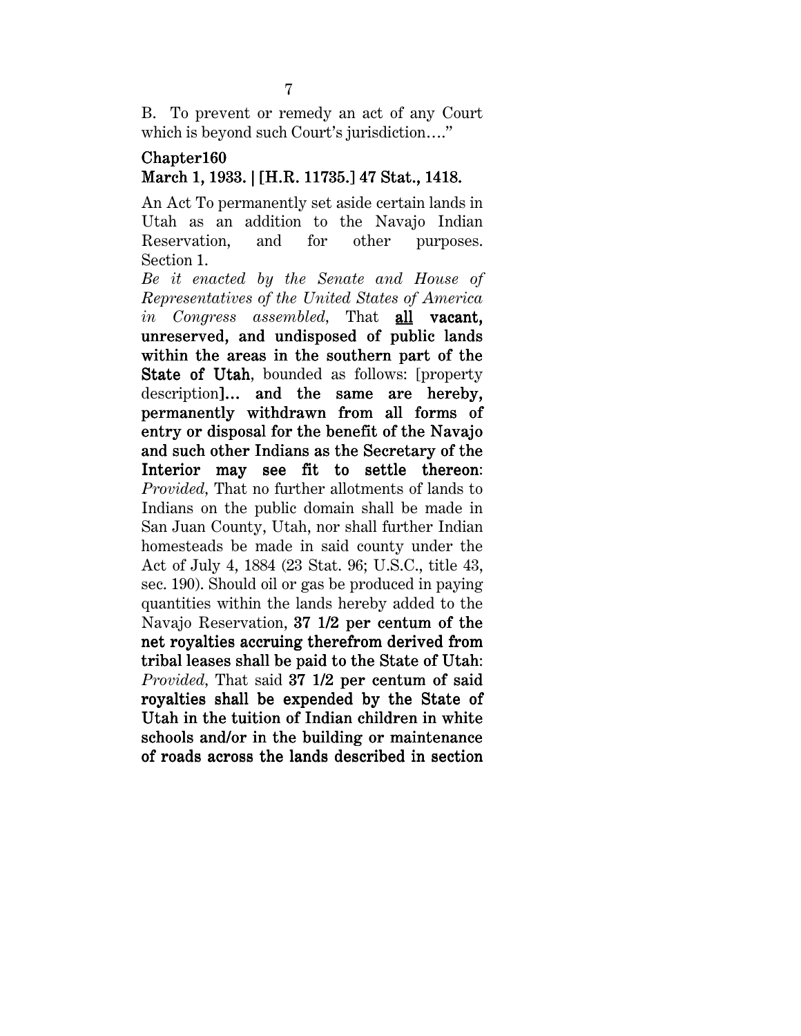B. To prevent or remedy an act of any Court which is beyond such Court's jurisdiction…."

**Chapter160**
**March 1, 1933. | [H.R. 11735.] 47 Stat., 1418.**

An Act To permanently set aside certain lands in Utah as an addition to the Navajo Indian Reservation, and for other purposes. Section 1.

*Be it enacted by the Senate and House of Representatives of the United States of America in Congress assembled,* That <u>**all**</u> **vacant, unreserved, and undisposed of public lands within the areas in the southern part of the State of Utah**, bounded as follows: [property description]**… and the same are hereby, permanently withdrawn from all forms of entry or disposal for the benefit of the Navajo and such other Indians as the Secretary of the Interior may see fit to settle thereon**: *Provided,* That no further allotments of lands to Indians on the public domain shall be made in San Juan County, Utah, nor shall further Indian homesteads be made in said county under the Act of July 4, 1884 (23 Stat. 96; U.S.C., title 43, sec. 190). Should oil or gas be produced in paying quantities within the lands hereby added to the Navajo Reservation, **37 1/2 per centum of the net royalties accruing therefrom derived from tribal leases shall be paid to the State of Utah**: *Provided,* That said **37 1/2 per centum of said royalties shall be expended by the State of Utah in the tuition of Indian children in white schools and/or in the building or maintenance of roads across the lands described in section**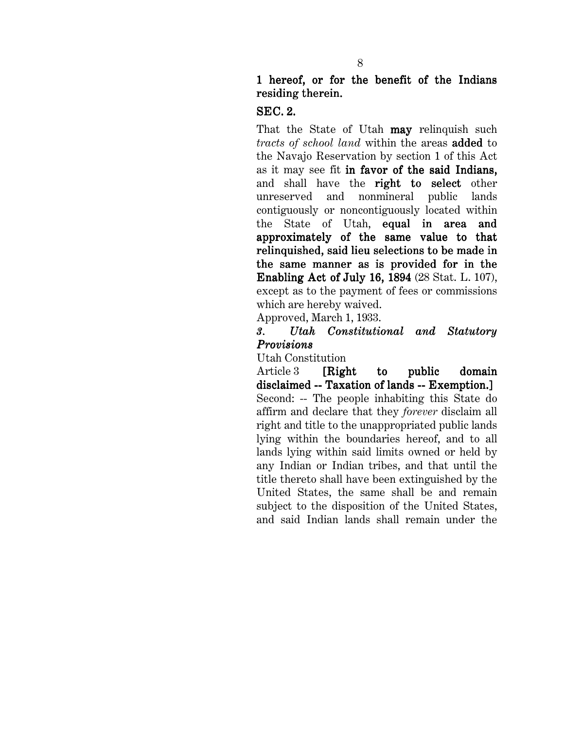**1 hereof, or for the benefit of the Indians residing therein.**

**SEC. 2.**

That the State of Utah **may** relinquish such *tracts of school land* within the areas **added** to the Navajo Reservation by section 1 of this Act as it may see fit **in favor of the said Indians,** and shall have the **right to select** other unreserved and nonmineral public lands contiguously or noncontiguously located within the State of Utah, **equal in area and approximately of the same value to that relinquished, said lieu selections to be made in the same manner as is provided for in the Enabling Act of July 16, 1894** (28 Stat. L. 107), except as to the payment of fees or commissions which are hereby waived.

Approved, March 1, 1933.

*3. Utah Constitutional and Statutory Provisions*

Utah Constitution

Article 3 **[Right to public domain disclaimed -- Taxation of lands -- Exemption.]**

Second: -- The people inhabiting this State do affirm and declare that they *forever* disclaim all right and title to the unappropriated public lands lying within the boundaries hereof, and to all lands lying within said limits owned or held by any Indian or Indian tribes, and that until the title thereto shall have been extinguished by the United States, the same shall be and remain subject to the disposition of the United States, and said Indian lands shall remain under the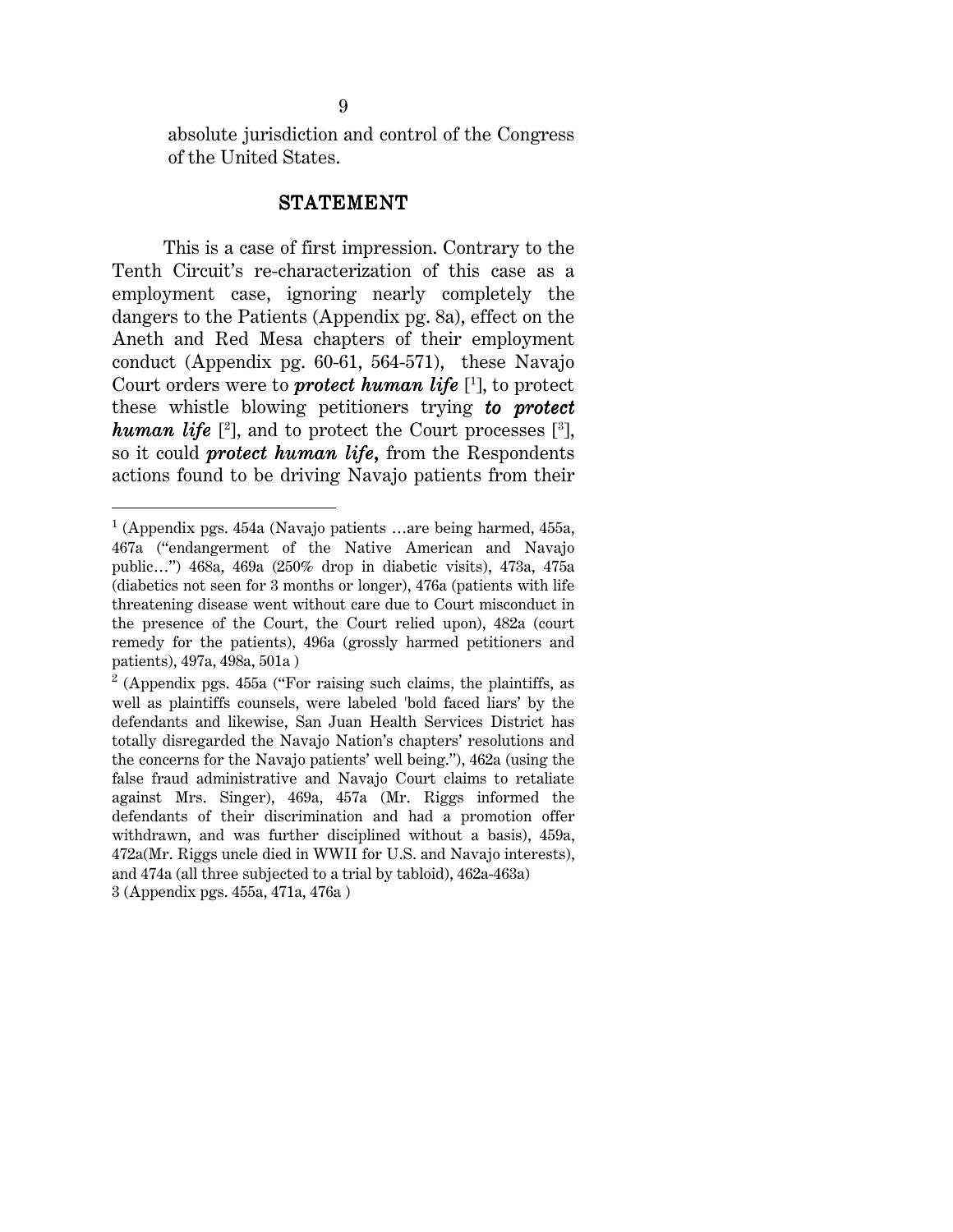absolute jurisdiction and control of the Congress of the United States.

## STATEMENT

This is a case of first impression. Contrary to the Tenth Circuit's re-characterization of this case as a employment case, ignoring nearly completely the dangers to the Patients (Appendix pg. 8a), effect on the Aneth and Red Mesa chapters of their employment conduct (Appendix pg. 60-61, 564-571), these Navajo Court orders were to ***protect human life*** [1], to protect these whistle blowing petitioners trying ***to protect human life*** [2], and to protect the Court processes [3], so it could ***protect human life,*** from the Respondents actions found to be driving Navajo patients from their

---

[1] (Appendix pgs. 454a (Navajo patients …are being harmed, 455a, 467a ("endangerment of the Native American and Navajo public…") 468a, 469a (250% drop in diabetic visits), 473a, 475a (diabetics not seen for 3 months or longer), 476a (patients with life threatening disease went without care due to Court misconduct in the presence of the Court, the Court relied upon), 482a (court remedy for the patients), 496a (grossly harmed petitioners and patients), 497a, 498a, 501a )

[2] (Appendix pgs. 455a ("For raising such claims, the plaintiffs, as well as plaintiffs counsels, were labeled 'bold faced liars' by the defendants and likewise, San Juan Health Services District has totally disregarded the Navajo Nation's chapters' resolutions and the concerns for the Navajo patients' well being."), 462a (using the false fraud administrative and Navajo Court claims to retaliate against Mrs. Singer), 469a, 457a (Mr. Riggs informed the defendants of their discrimination and had a promotion offer withdrawn, and was further disciplined without a basis), 459a, 472a(Mr. Riggs uncle died in WWII for U.S. and Navajo interests), and 474a (all three subjected to a trial by tabloid), 462a-463a)

3 (Appendix pgs. 455a, 471a, 476a )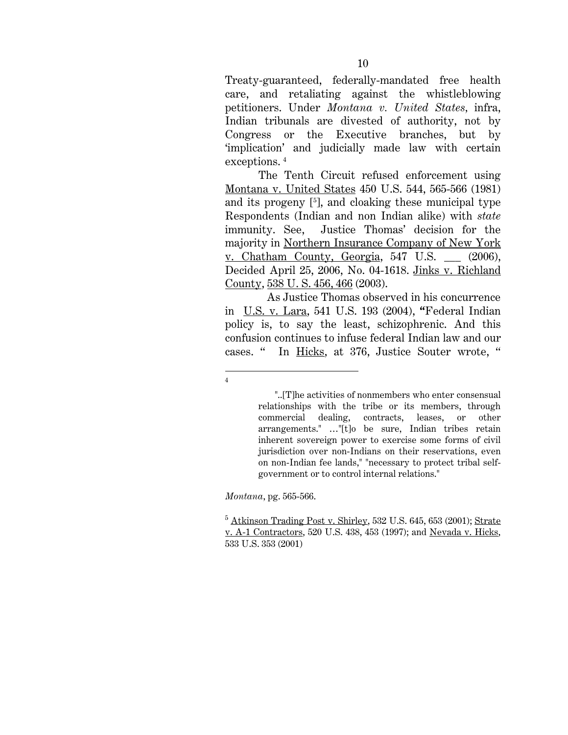Treaty-guaranteed, federally-mandated free health care, and retaliating against the whistleblowing petitioners. Under *Montana v. United States*, infra, Indian tribunals are divested of authority, not by Congress or the Executive branches, but by 'implication' and judicially made law with certain exceptions. [4]

The Tenth Circuit refused enforcement using Montana v. United States 450 U.S. 544, 565-566 (1981) and its progeny [[5]], and cloaking these municipal type Respondents (Indian and non Indian alike) with *state* immunity. See, Justice Thomas' decision for the majority in Northern Insurance Company of New York v. Chatham County, Georgia, 547 U.S. ___ (2006), Decided April 25, 2006, No. 04-1618. Jinks v. Richland County, 538 U. S. 456, 466 (2003).

As Justice Thomas observed in his concurrence in U.S. v. Lara, 541 U.S. 193 (2004), **"**Federal Indian policy is, to say the least, schizophrenic. And this confusion continues to infuse federal Indian law and our cases. " In Hicks, at 376, Justice Souter wrote, "

---

[4]

> "..[T]he activities of nonmembers who enter consensual relationships with the tribe or its members, through commercial dealing, contracts, leases, or other arrangements." …"[t]o be sure, Indian tribes retain inherent sovereign power to exercise some forms of civil jurisdiction over non-Indians on their reservations, even on non-Indian fee lands," "necessary to protect tribal self-government or to control internal relations."

*Montana*, pg. 565-566.

[5] Atkinson Trading Post v. Shirley, 532 U.S. 645, 653 (2001); Strate v. A-1 Contractors, 520 U.S. 438, 453 (1997); and Nevada v. Hicks, 533 U.S. 353 (2001)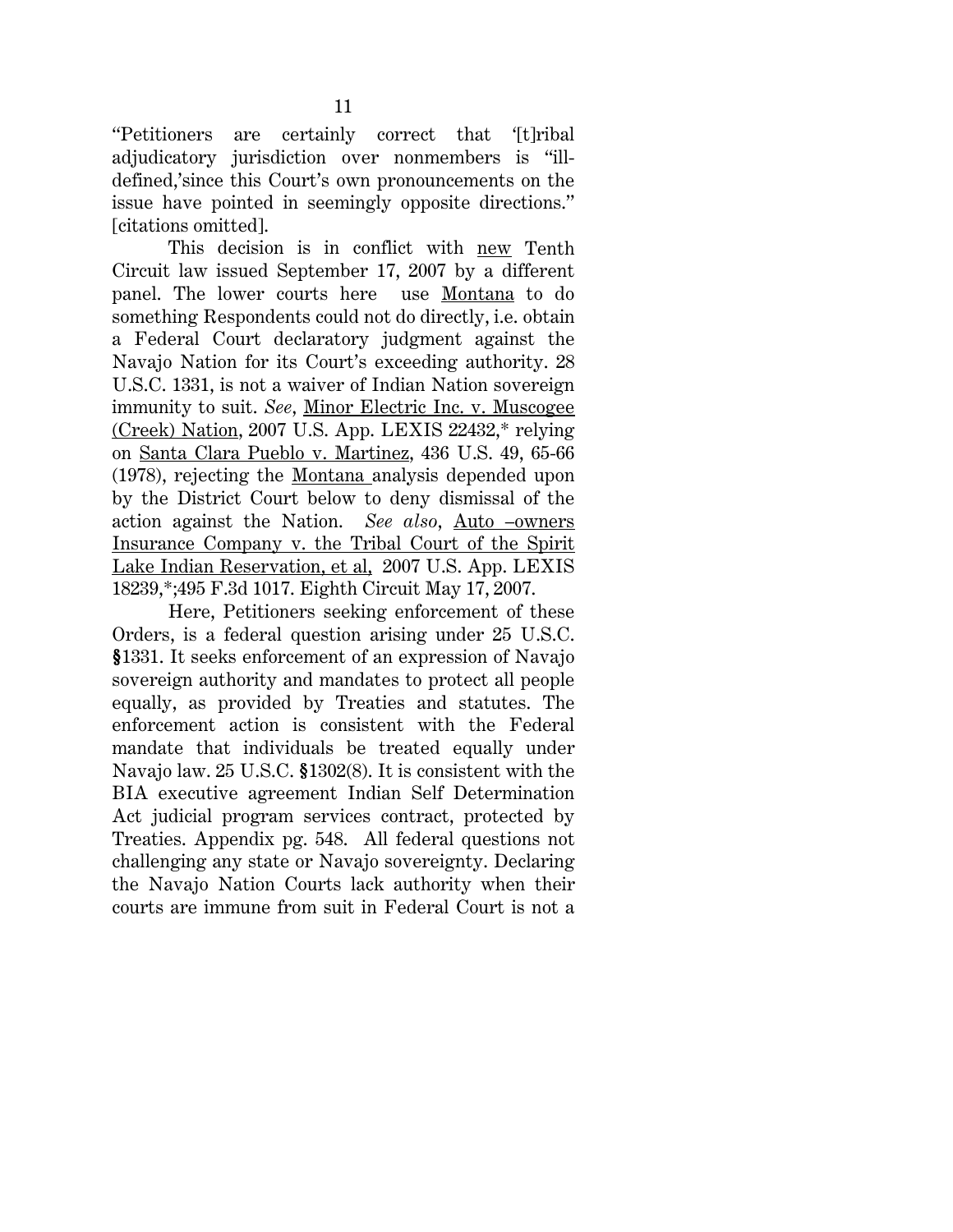"Petitioners are certainly correct that '[t]ribal adjudicatory jurisdiction over nonmembers is "ill-defined,'since this Court's own pronouncements on the issue have pointed in seemingly opposite directions." [citations omitted].

This decision is in conflict with new Tenth Circuit law issued September 17, 2007 by a different panel. The lower courts here use Montana to do something Respondents could not do directly, i.e. obtain a Federal Court declaratory judgment against the Navajo Nation for its Court's exceeding authority. 28 U.S.C. 1331, is not a waiver of Indian Nation sovereign immunity to suit. *See*, Minor Electric Inc. v. Muscogee (Creek) Nation, 2007 U.S. App. LEXIS 22432,* relying on Santa Clara Pueblo v. Martinez, 436 U.S. 49, 65-66 (1978), rejecting the Montana analysis depended upon by the District Court below to deny dismissal of the action against the Nation. *See also*, Auto –owners Insurance Company v. the Tribal Court of the Spirit Lake Indian Reservation, et al, 2007 U.S. App. LEXIS 18239,*;495 F.3d 1017. Eighth Circuit May 17, 2007.

Here, Petitioners seeking enforcement of these Orders, is a federal question arising under 25 U.S.C. **§**1331. It seeks enforcement of an expression of Navajo sovereign authority and mandates to protect all people equally, as provided by Treaties and statutes. The enforcement action is consistent with the Federal mandate that individuals be treated equally under Navajo law. 25 U.S.C. **§**1302(8). It is consistent with the BIA executive agreement Indian Self Determination Act judicial program services contract, protected by Treaties. Appendix pg. 548. All federal questions not challenging any state or Navajo sovereignty. Declaring the Navajo Nation Courts lack authority when their courts are immune from suit in Federal Court is not a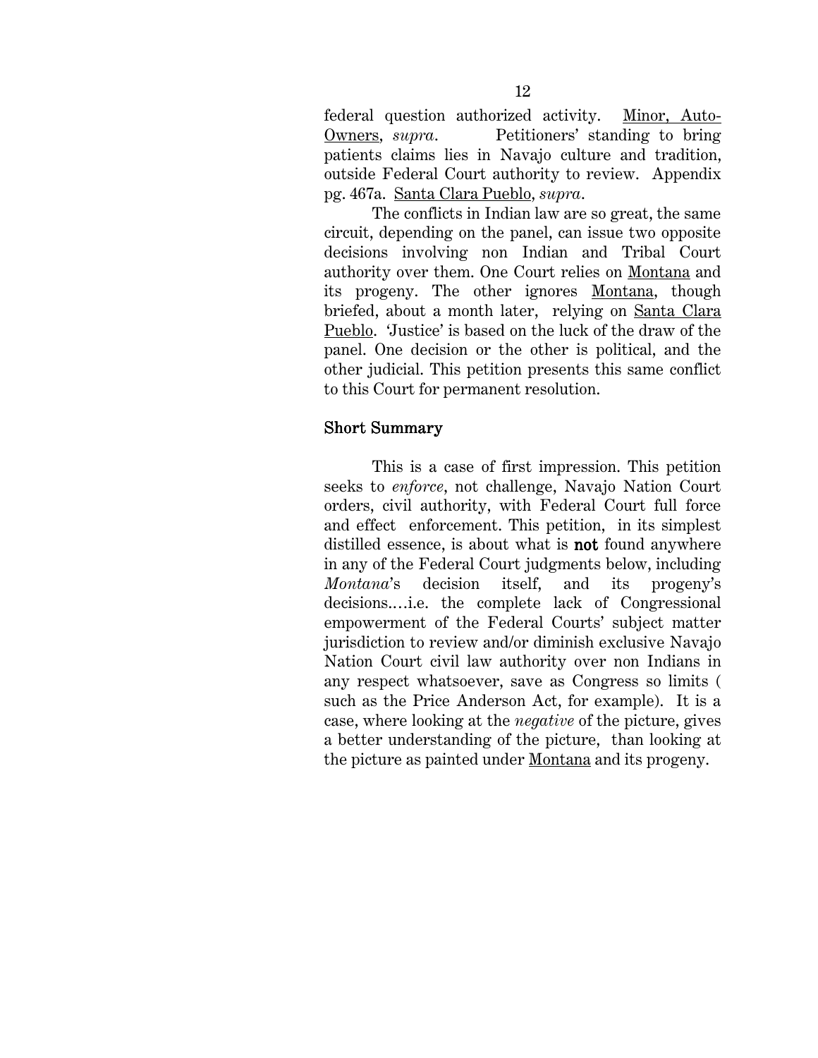federal question authorized activity. Minor, Auto-Owners, *supra*. Petitioners' standing to bring patients claims lies in Navajo culture and tradition, outside Federal Court authority to review. Appendix pg. 467a. Santa Clara Pueblo, *supra*.

The conflicts in Indian law are so great, the same circuit, depending on the panel, can issue two opposite decisions involving non Indian and Tribal Court authority over them. One Court relies on Montana and its progeny. The other ignores Montana, though briefed, about a month later, relying on Santa Clara Pueblo. 'Justice' is based on the luck of the draw of the panel. One decision or the other is political, and the other judicial. This petition presents this same conflict to this Court for permanent resolution.

## Short Summary

This is a case of first impression. This petition seeks to *enforce*, not challenge, Navajo Nation Court orders, civil authority, with Federal Court full force and effect enforcement. This petition, in its simplest distilled essence, is about what is **not** found anywhere in any of the Federal Court judgments below, including *Montana*'s decision itself, and its progeny's decisions.…i.e. the complete lack of Congressional empowerment of the Federal Courts' subject matter jurisdiction to review and/or diminish exclusive Navajo Nation Court civil law authority over non Indians in any respect whatsoever, save as Congress so limits ( such as the Price Anderson Act, for example). It is a case, where looking at the *negative* of the picture, gives a better understanding of the picture, than looking at the picture as painted under Montana and its progeny.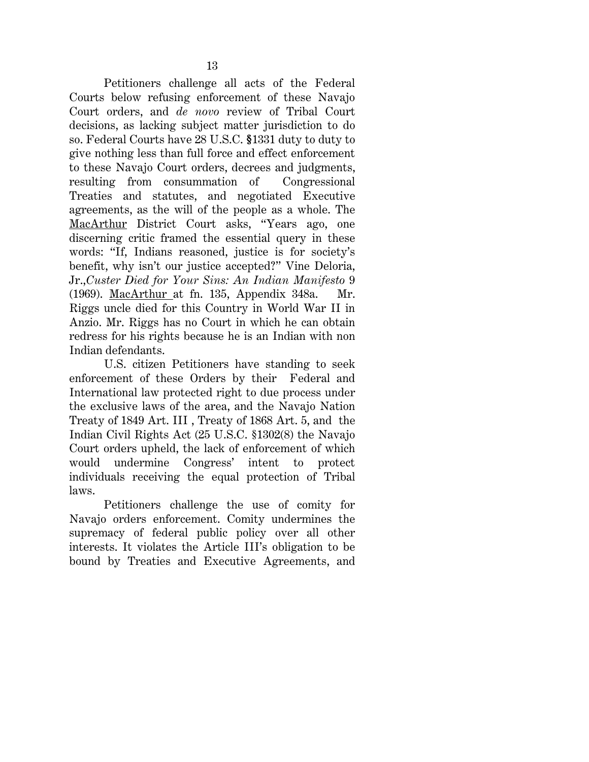Petitioners challenge all acts of the Federal Courts below refusing enforcement of these Navajo Court orders, and *de novo* review of Tribal Court decisions, as lacking subject matter jurisdiction to do so. Federal Courts have 28 U.S.C. §1331 duty to duty to give nothing less than full force and effect enforcement to these Navajo Court orders, decrees and judgments, resulting from consummation of Congressional Treaties and statutes, and negotiated Executive agreements, as the will of the people as a whole. The MacArthur District Court asks, "Years ago, one discerning critic framed the essential query in these words: "If, Indians reasoned, justice is for society's benefit, why isn't our justice accepted?" Vine Deloria, Jr.,*Custer Died for Your Sins: An Indian Manifesto* 9 (1969). MacArthur at fn. 135, Appendix 348a. Mr. Riggs uncle died for this Country in World War II in Anzio. Mr. Riggs has no Court in which he can obtain redress for his rights because he is an Indian with non Indian defendants.

U.S. citizen Petitioners have standing to seek enforcement of these Orders by their Federal and International law protected right to due process under the exclusive laws of the area, and the Navajo Nation Treaty of 1849 Art. III , Treaty of 1868 Art. 5, and the Indian Civil Rights Act (25 U.S.C. §1302(8) the Navajo Court orders upheld, the lack of enforcement of which would undermine Congress' intent to protect individuals receiving the equal protection of Tribal laws.

Petitioners challenge the use of comity for Navajo orders enforcement. Comity undermines the supremacy of federal public policy over all other interests. It violates the Article III's obligation to be bound by Treaties and Executive Agreements, and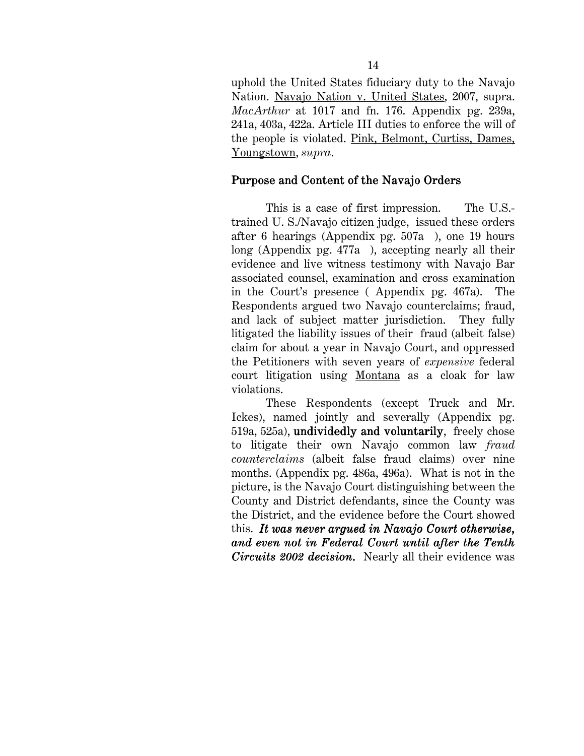uphold the United States fiduciary duty to the Navajo Nation. Navajo Nation v. United States, 2007, supra. *MacArthur* at 1017 and fn. 176. Appendix pg. 239a, 241a, 403a, 422a. Article III duties to enforce the will of the people is violated. Pink, Belmont, Curtiss, Dames, Youngstown, *supra*.

## Purpose and Content of the Navajo Orders

This is a case of first impression. The U.S.-trained U. S./Navajo citizen judge, issued these orders after 6 hearings (Appendix pg. 507a ), one 19 hours long (Appendix pg. 477a ), accepting nearly all their evidence and live witness testimony with Navajo Bar associated counsel, examination and cross examination in the Court's presence ( Appendix pg. 467a). The Respondents argued two Navajo counterclaims; fraud, and lack of subject matter jurisdiction. They fully litigated the liability issues of their fraud (albeit false) claim for about a year in Navajo Court, and oppressed the Petitioners with seven years of *expensive* federal court litigation using Montana as a cloak for law violations.

These Respondents (except Truck and Mr. Ickes), named jointly and severally (Appendix pg. 519a, 525a), **undividedly and voluntarily**, freely chose to litigate their own Navajo common law *fraud counterclaims* (albeit false fraud claims) over nine months. (Appendix pg. 486a, 496a). What is not in the picture, is the Navajo Court distinguishing between the County and District defendants, since the County was the District, and the evidence before the Court showed this. ***It was never argued in Navajo Court otherwise, and even not in Federal Court until after the Tenth Circuits 2002 decision.*** Nearly all their evidence was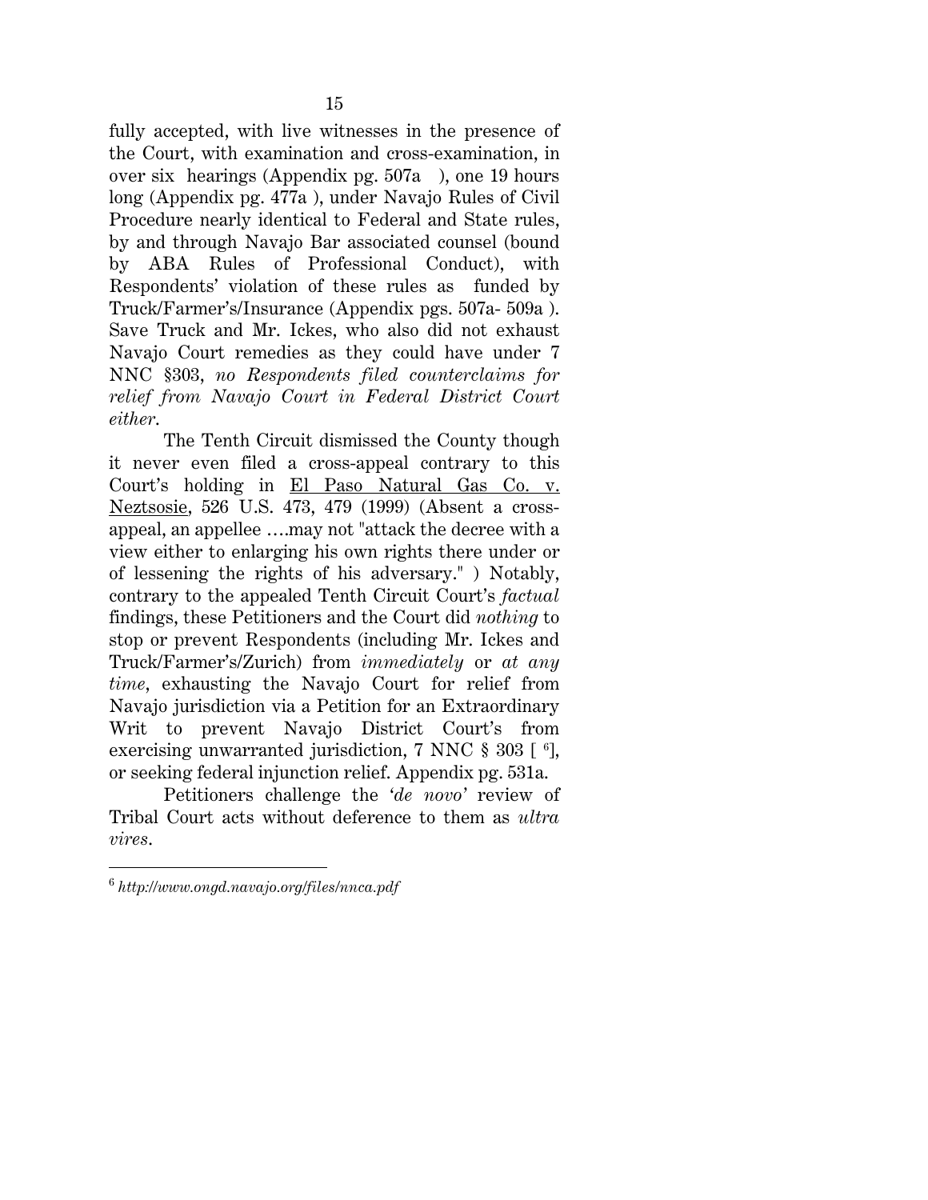fully accepted, with live witnesses in the presence of the Court, with examination and cross-examination, in over six hearings (Appendix pg. 507a ), one 19 hours long (Appendix pg. 477a ), under Navajo Rules of Civil Procedure nearly identical to Federal and State rules, by and through Navajo Bar associated counsel (bound by ABA Rules of Professional Conduct), with Respondents' violation of these rules as funded by Truck/Farmer's/Insurance (Appendix pgs. 507a- 509a ). Save Truck and Mr. Ickes, who also did not exhaust Navajo Court remedies as they could have under 7 NNC §303, *no Respondents filed counterclaims for relief from Navajo Court in Federal District Court either.*

The Tenth Circuit dismissed the County though it never even filed a cross-appeal contrary to this Court's holding in El Paso Natural Gas Co. v. Neztsosie, 526 U.S. 473, 479 (1999) (Absent a cross-appeal, an appellee ….may not "attack the decree with a view either to enlarging his own rights there under or of lessening the rights of his adversary." ) Notably, contrary to the appealed Tenth Circuit Court's *factual* findings, these Petitioners and the Court did *nothing* to stop or prevent Respondents (including Mr. Ickes and Truck/Farmer's/Zurich) from *immediately* or *at any time*, exhausting the Navajo Court for relief from Navajo jurisdiction via a Petition for an Extraordinary Writ to prevent Navajo District Court's from exercising unwarranted jurisdiction, 7 NNC § 303 [ [6]], or seeking federal injunction relief. Appendix pg. 531a.

Petitioners challenge the '*de novo*' review of Tribal Court acts without deference to them as *ultra vires*.

---

[6] *http://www.ongd.navajo.org/files/nnca.pdf*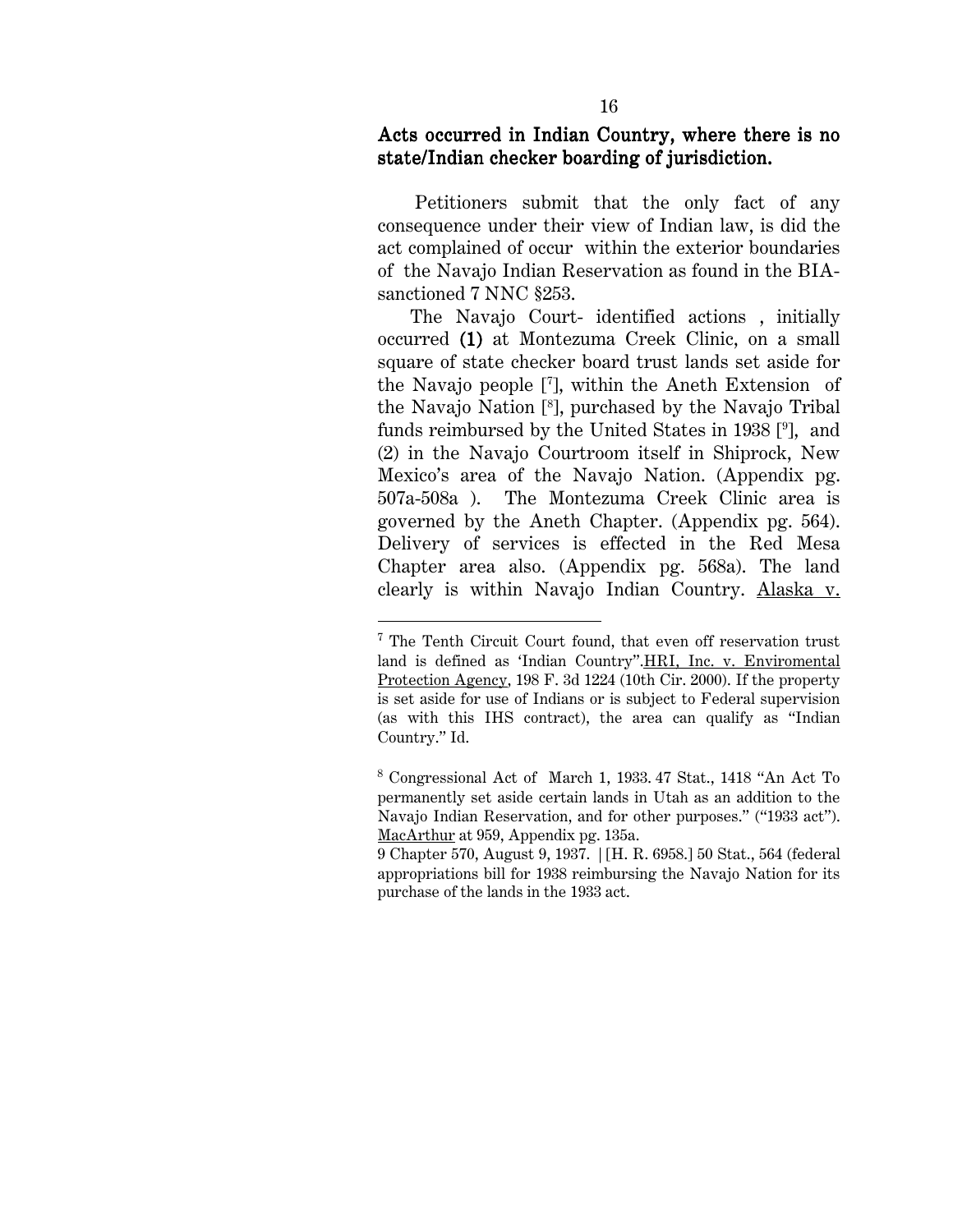**Acts occurred in Indian Country, where there is no state/Indian checker boarding of jurisdiction.**

Petitioners submit that the only fact of any consequence under their view of Indian law, is did the act complained of occur within the exterior boundaries of the Navajo Indian Reservation as found in the BIA-sanctioned 7 NNC §253.

The Navajo Court- identified actions , initially occurred **(1)** at Montezuma Creek Clinic, on a small square of state checker board trust lands set aside for the Navajo people [7], within the Aneth Extension of the Navajo Nation [8], purchased by the Navajo Tribal funds reimbursed by the United States in 1938 [9], and (2) in the Navajo Courtroom itself in Shiprock, New Mexico's area of the Navajo Nation. (Appendix pg. 507a-508a ). The Montezuma Creek Clinic area is governed by the Aneth Chapter. (Appendix pg. 564). Delivery of services is effected in the Red Mesa Chapter area also. (Appendix pg. 568a). The land clearly is within Navajo Indian Country. Alaska v.

---

[7] The Tenth Circuit Court found, that even off reservation trust land is defined as 'Indian Country".HRI, Inc. v. Enviromental Protection Agency, 198 F. 3d 1224 (10th Cir. 2000). If the property is set aside for use of Indians or is subject to Federal supervision (as with this IHS contract), the area can qualify as "Indian Country." Id.

[8] Congressional Act of March 1, 1933. 47 Stat., 1418 "An Act To permanently set aside certain lands in Utah as an addition to the Navajo Indian Reservation, and for other purposes." ("1933 act"). MacArthur at 959, Appendix pg. 135a.

[9] Chapter 570, August 9, 1937. | [H. R. 6958.] 50 Stat., 564 (federal appropriations bill for 1938 reimbursing the Navajo Nation for its purchase of the lands in the 1933 act.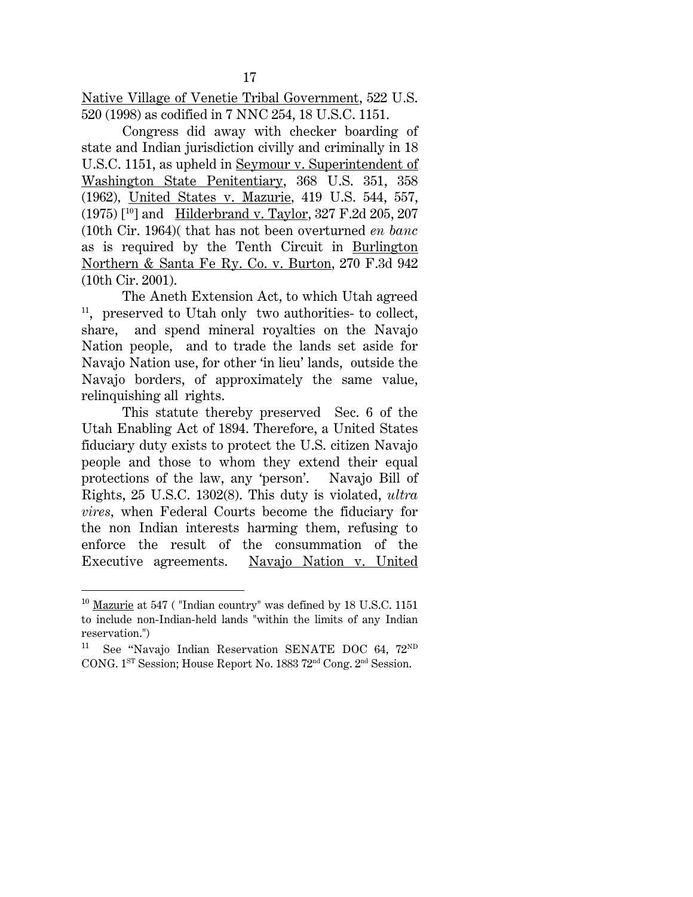Native Village of Venetie Tribal Government, 522 U.S. 520 (1998) as codified in 7 NNC 254, 18 U.S.C. 1151.

Congress did away with checker boarding of state and Indian jurisdiction civilly and criminally in 18 U.S.C. 1151, as upheld in Seymour v. Superintendent of Washington State Penitentiary, 368 U.S. 351, 358 (1962), United States v. Mazurie, 419 U.S. 544, 557, (1975) [[10]] and Hilderbrand v. Taylor, 327 F.2d 205, 207 (10th Cir. 1964)( that has not been overturned *en banc* as is required by the Tenth Circuit in Burlington Northern & Santa Fe Ry. Co. v. Burton, 270 F.3d 942 (10th Cir. 2001).

The Aneth Extension Act, to which Utah agreed [11], preserved to Utah only two authorities- to collect, share, and spend mineral royalties on the Navajo Nation people, and to trade the lands set aside for Navajo Nation use, for other 'in lieu' lands, outside the Navajo borders, of approximately the same value, relinquishing all rights.

This statute thereby preserved Sec. 6 of the Utah Enabling Act of 1894. Therefore, a United States fiduciary duty exists to protect the U.S. citizen Navajo people and those to whom they extend their equal protections of the law, any 'person'. Navajo Bill of Rights, 25 U.S.C. 1302(8). This duty is violated, *ultra vires*, when Federal Courts become the fiduciary for the non Indian interests harming them, refusing to enforce the result of the consummation of the Executive agreements. Navajo Nation v. United

---

[10] Mazurie at 547 ( "Indian country" was defined by 18 U.S.C. 1151 to include non-Indian-held lands "within the limits of any Indian reservation.")

[11] See "Navajo Indian Reservation SENATE DOC 64, 72ND CONG. 1ST Session; House Report No. 1883 72nd Cong. 2nd Session.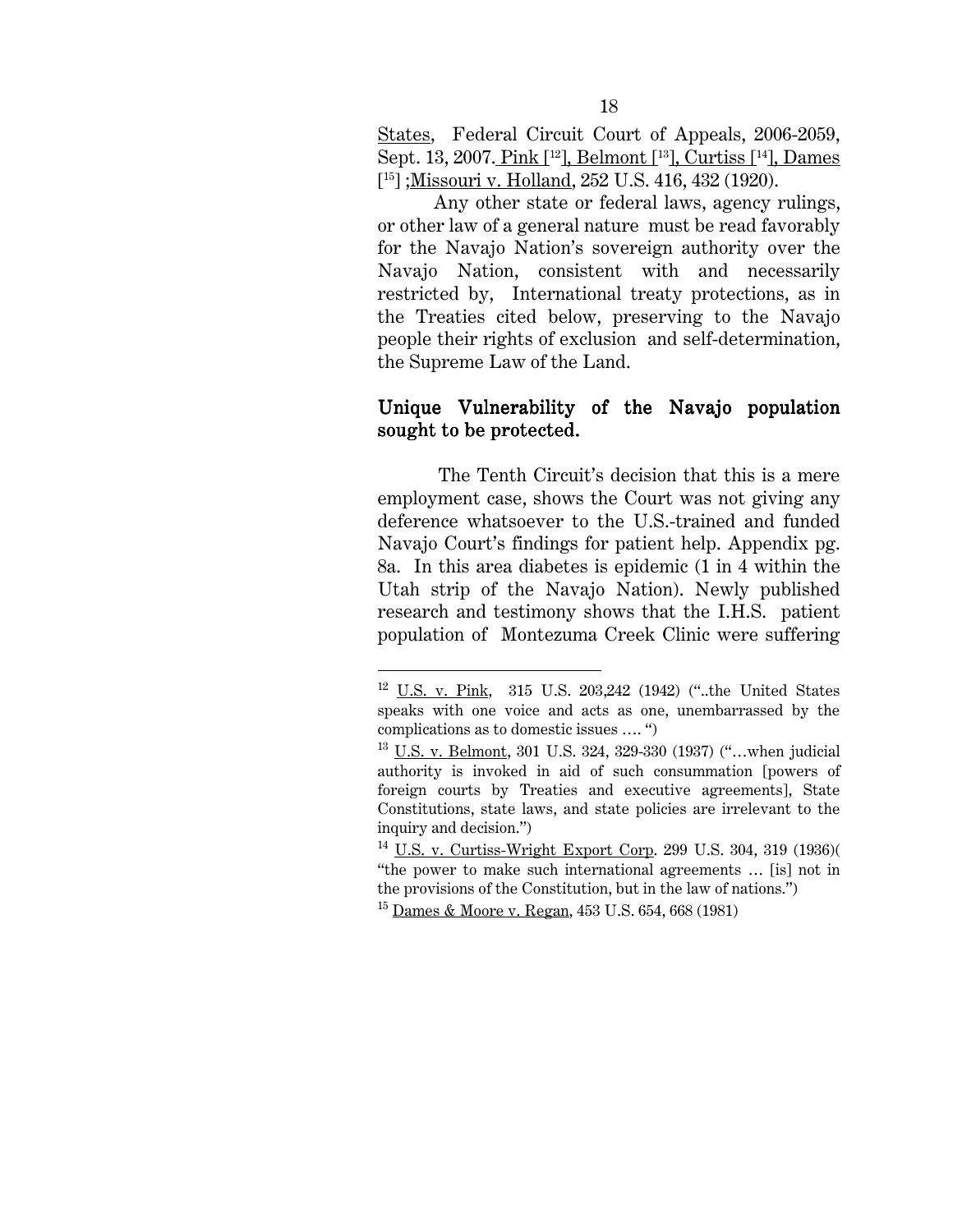States, Federal Circuit Court of Appeals, 2006-2059, Sept. 13, 2007. Pink [12], Belmont [13], Curtiss [14], Dames [15] ;Missouri v. Holland, 252 U.S. 416, 432 (1920).

Any other state or federal laws, agency rulings, or other law of a general nature must be read favorably for the Navajo Nation's sovereign authority over the Navajo Nation, consistent with and necessarily restricted by, International treaty protections, as in the Treaties cited below, preserving to the Navajo people their rights of exclusion and self-determination, the Supreme Law of the Land.

**Unique Vulnerability of the Navajo population sought to be protected.**

The Tenth Circuit's decision that this is a mere employment case, shows the Court was not giving any deference whatsoever to the U.S.-trained and funded Navajo Court's findings for patient help. Appendix pg. 8a. In this area diabetes is epidemic (1 in 4 within the Utah strip of the Navajo Nation). Newly published research and testimony shows that the I.H.S. patient population of Montezuma Creek Clinic were suffering

---

[12] U.S. v. Pink, 315 U.S. 203,242 (1942) ("..the United States speaks with one voice and acts as one, unembarrassed by the complications as to domestic issues …. ")

[13] U.S. v. Belmont, 301 U.S. 324, 329-330 (1937) ("…when judicial authority is invoked in aid of such consummation [powers of foreign courts by Treaties and executive agreements], State Constitutions, state laws, and state policies are irrelevant to the inquiry and decision.")

[14] U.S. v. Curtiss-Wright Export Corp. 299 U.S. 304, 319 (1936)( "the power to make such international agreements … [is] not in the provisions of the Constitution, but in the law of nations.")

[15] Dames & Moore v. Regan, 453 U.S. 654, 668 (1981)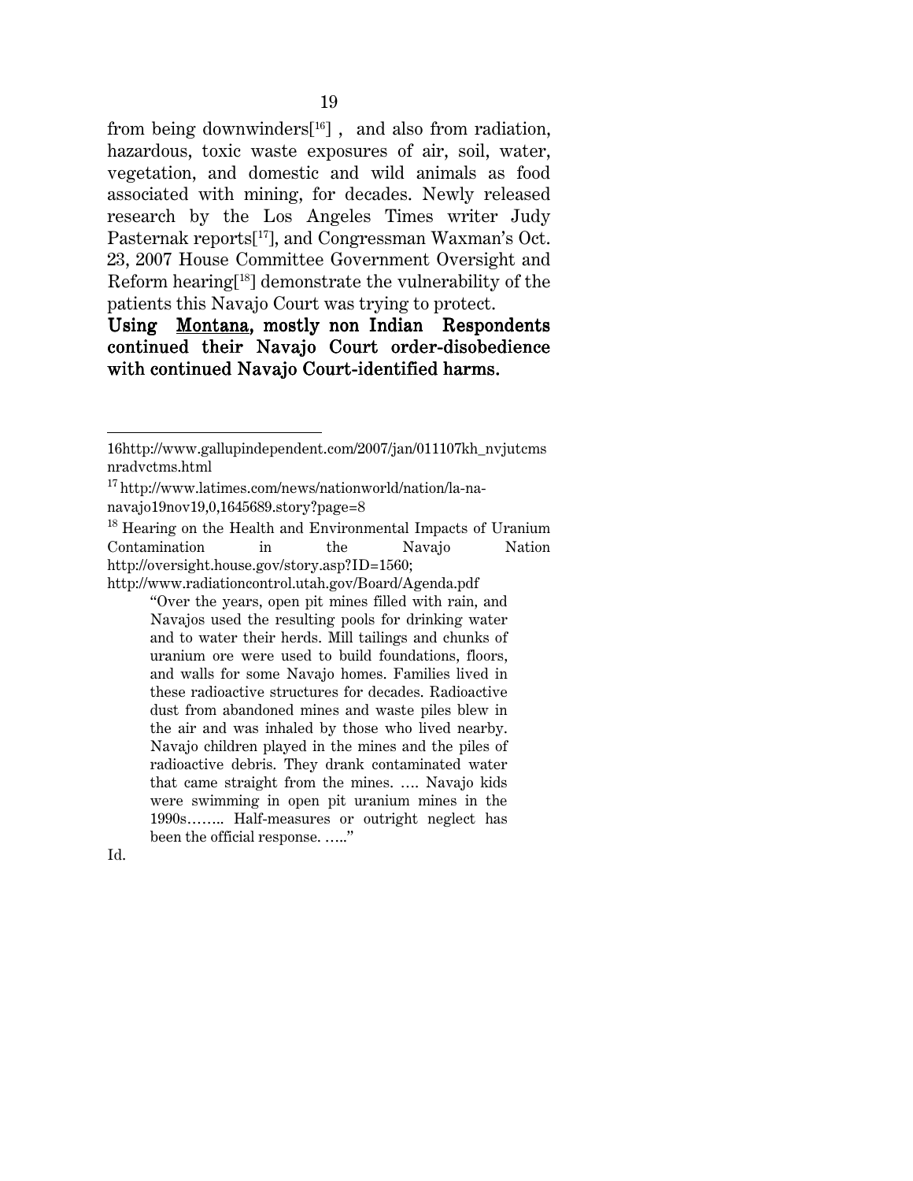from being downwinders[16] , and also from radiation, hazardous, toxic waste exposures of air, soil, water, vegetation, and domestic and wild animals as food associated with mining, for decades. Newly released research by the Los Angeles Times writer Judy Pasternak reports[17], and Congressman Waxman's Oct. 23, 2007 House Committee Government Oversight and Reform hearing[18] demonstrate the vulnerability of the patients this Navajo Court was trying to protect.

**Using <u>Montana</u>, mostly non Indian Respondents continued their Navajo Court order-disobedience with continued Navajo Court-identified harms.**

---

16http://www.gallupindependent.com/2007/jan/011107kh_nvjutcmsnradvctms.html

[17] http://www.latimes.com/news/nationworld/nation/la-na-navajo19nov19,0,1645689.story?page=8

[18] Hearing on the Health and Environmental Impacts of Uranium Contamination in the Navajo Nation http://oversight.house.gov/story.asp?ID=1560; http://www.radiationcontrol.utah.gov/Board/Agenda.pdf

> "Over the years, open pit mines filled with rain, and Navajos used the resulting pools for drinking water and to water their herds. Mill tailings and chunks of uranium ore were used to build foundations, floors, and walls for some Navajo homes. Families lived in these radioactive structures for decades. Radioactive dust from abandoned mines and waste piles blew in the air and was inhaled by those who lived nearby. Navajo children played in the mines and the piles of radioactive debris. They drank contaminated water that came straight from the mines. …. Navajo kids were swimming in open pit uranium mines in the 1990s…….. Half-measures or outright neglect has been the official response. ….."

Id.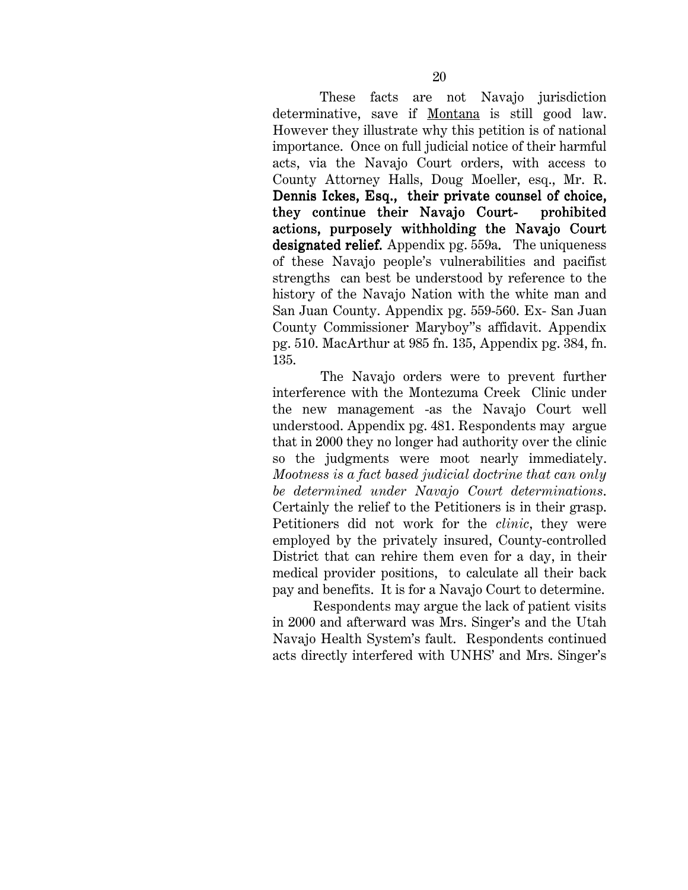These facts are not Navajo jurisdiction determinative, save if Montana is still good law. However they illustrate why this petition is of national importance. Once on full judicial notice of their harmful acts, via the Navajo Court orders, with access to County Attorney Halls, Doug Moeller, esq., Mr. R. **Dennis Ickes, Esq., their private counsel of choice, they continue their Navajo Court- prohibited actions, purposely withholding the Navajo Court designated relief.** Appendix pg. 559a. The uniqueness of these Navajo people's vulnerabilities and pacifist strengths can best be understood by reference to the history of the Navajo Nation with the white man and San Juan County. Appendix pg. 559-560. Ex- San Juan County Commissioner Maryboy"s affidavit. Appendix pg. 510. MacArthur at 985 fn. 135, Appendix pg. 384, fn. 135.

The Navajo orders were to prevent further interference with the Montezuma Creek Clinic under the new management -as the Navajo Court well understood. Appendix pg. 481. Respondents may argue that in 2000 they no longer had authority over the clinic so the judgments were moot nearly immediately. *Mootness is a fact based judicial doctrine that can only be determined under Navajo Court determinations*. Certainly the relief to the Petitioners is in their grasp. Petitioners did not work for the *clinic*, they were employed by the privately insured, County-controlled District that can rehire them even for a day, in their medical provider positions, to calculate all their back pay and benefits. It is for a Navajo Court to determine.

Respondents may argue the lack of patient visits in 2000 and afterward was Mrs. Singer's and the Utah Navajo Health System's fault. Respondents continued acts directly interfered with UNHS' and Mrs. Singer's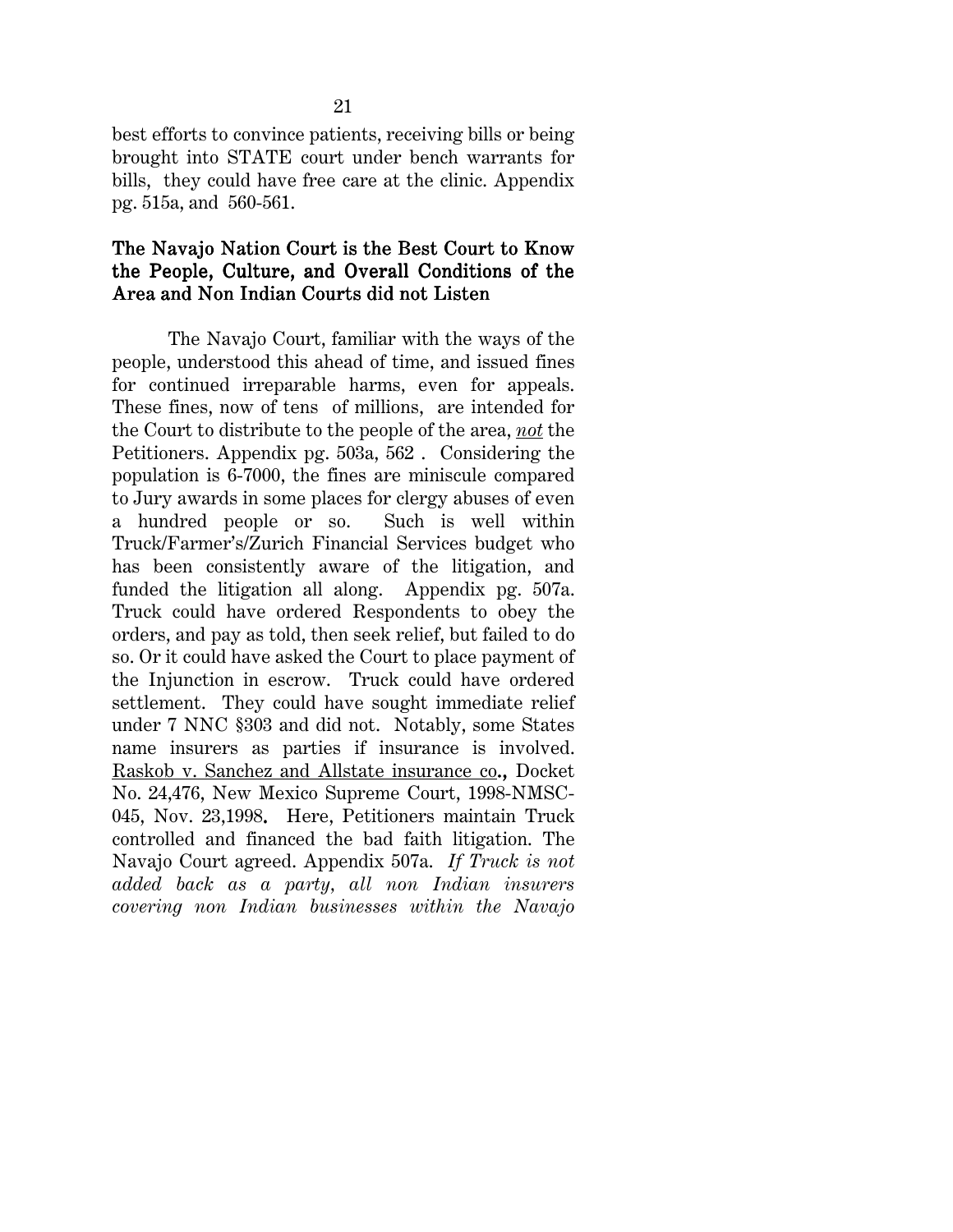best efforts to convince patients, receiving bills or being brought into STATE court under bench warrants for bills, they could have free care at the clinic. Appendix pg. 515a, and 560-561.

**The Navajo Nation Court is the Best Court to Know the People, Culture, and Overall Conditions of the Area and Non Indian Courts did not Listen**

The Navajo Court, familiar with the ways of the people, understood this ahead of time, and issued fines for continued irreparable harms, even for appeals. These fines, now of tens of millions, are intended for the Court to distribute to the people of the area, *not* the Petitioners. Appendix pg. 503a, 562 . Considering the population is 6-7000, the fines are miniscule compared to Jury awards in some places for clergy abuses of even a hundred people or so. Such is well within Truck/Farmer's/Zurich Financial Services budget who has been consistently aware of the litigation, and funded the litigation all along. Appendix pg. 507a. Truck could have ordered Respondents to obey the orders, and pay as told, then seek relief, but failed to do so. Or it could have asked the Court to place payment of the Injunction in escrow. Truck could have ordered settlement. They could have sought immediate relief under 7 NNC §303 and did not. Notably, some States name insurers as parties if insurance is involved. Raskob v. Sanchez and Allstate insurance co., Docket No. 24,476, New Mexico Supreme Court, 1998-NMSC-045, Nov. 23,1998. Here, Petitioners maintain Truck controlled and financed the bad faith litigation. The Navajo Court agreed. Appendix 507a. *If Truck is not added back as a party, all non Indian insurers covering non Indian businesses within the Navajo*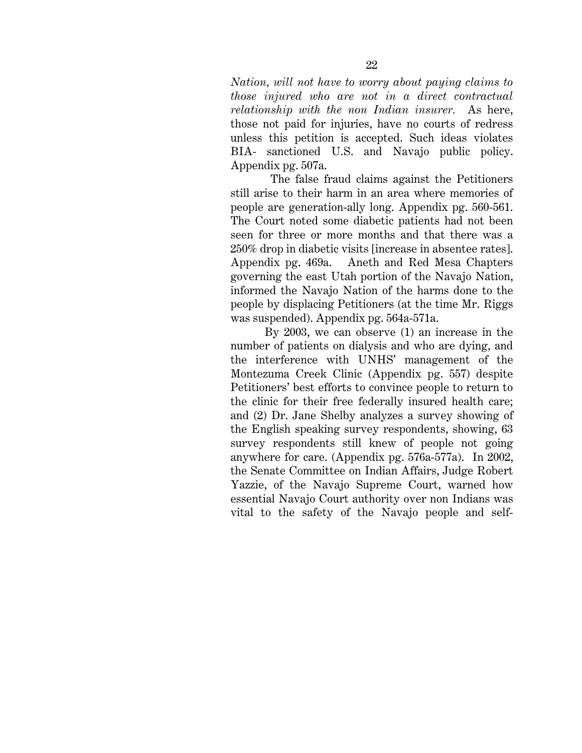*Nation, will not have to worry about paying claims to those injured who are not in a direct contractual relationship with the non Indian insurer.* As here, those not paid for injuries, have no courts of redress unless this petition is accepted. Such ideas violates BIA- sanctioned U.S. and Navajo public policy. Appendix pg. 507a.

The false fraud claims against the Petitioners still arise to their harm in an area where memories of people are generation-ally long. Appendix pg. 560-561. The Court noted some diabetic patients had not been seen for three or more months and that there was a 250% drop in diabetic visits [increase in absentee rates]. Appendix pg. 469a. Aneth and Red Mesa Chapters governing the east Utah portion of the Navajo Nation, informed the Navajo Nation of the harms done to the people by displacing Petitioners (at the time Mr. Riggs was suspended). Appendix pg. 564a-571a.

By 2003, we can observe (1) an increase in the number of patients on dialysis and who are dying, and the interference with UNHS' management of the Montezuma Creek Clinic (Appendix pg. 557) despite Petitioners' best efforts to convince people to return to the clinic for their free federally insured health care; and (2) Dr. Jane Shelby analyzes a survey showing of the English speaking survey respondents, showing, 63 survey respondents still knew of people not going anywhere for care. (Appendix pg. 576a-577a). In 2002, the Senate Committee on Indian Affairs, Judge Robert Yazzie, of the Navajo Supreme Court, warned how essential Navajo Court authority over non Indians was vital to the safety of the Navajo people and self-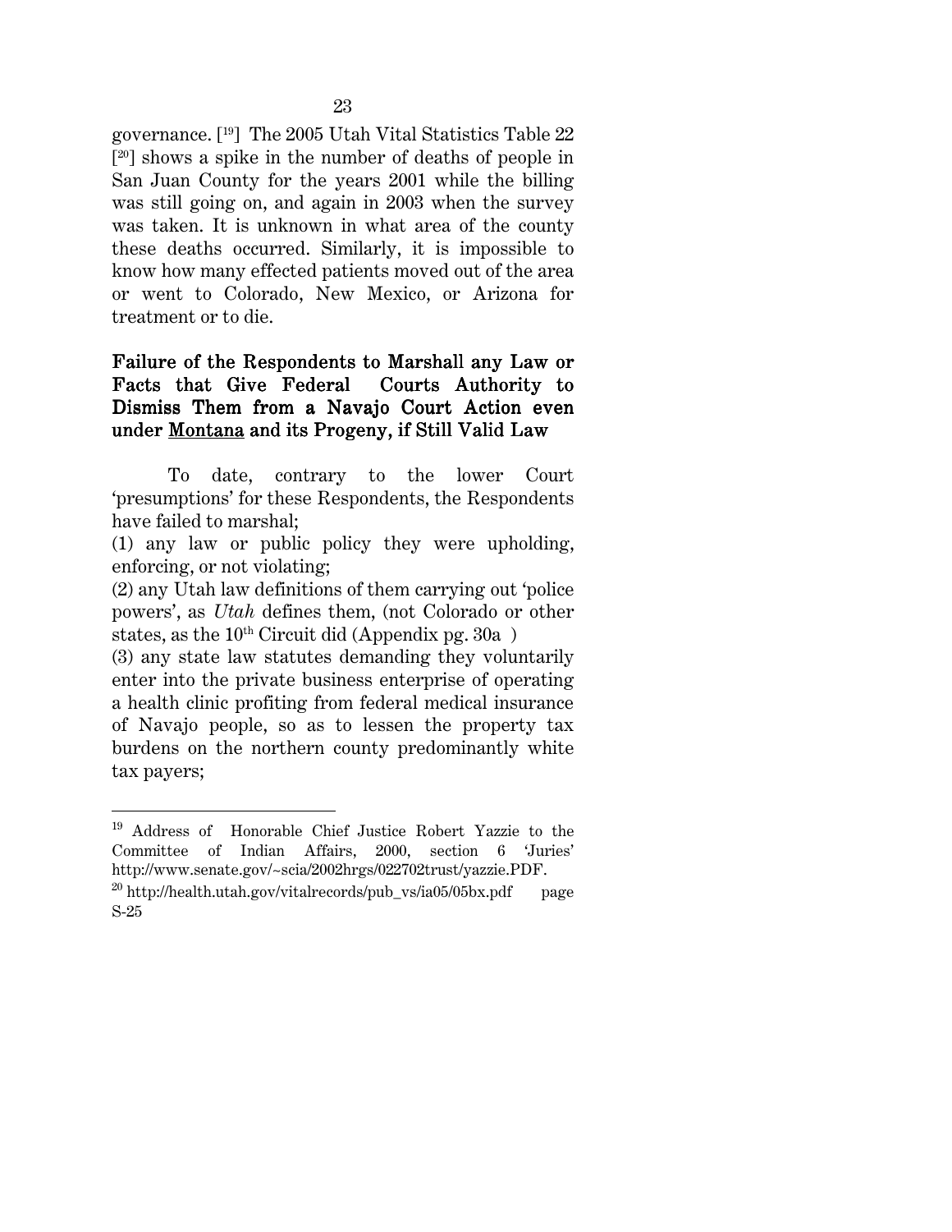governance. [19] The 2005 Utah Vital Statistics Table 22 [20] shows a spike in the number of deaths of people in San Juan County for the years 2001 while the billing was still going on, and again in 2003 when the survey was taken. It is unknown in what area of the county these deaths occurred. Similarly, it is impossible to know how many effected patients moved out of the area or went to Colorado, New Mexico, or Arizona for treatment or to die.

**Failure of the Respondents to Marshall any Law or Facts that Give Federal Courts Authority to Dismiss Them from a Navajo Court Action even under <u>Montana</u> and its Progeny, if Still Valid Law**

To date, contrary to the lower Court 'presumptions' for these Respondents, the Respondents have failed to marshal;

(1) any law or public policy they were upholding, enforcing, or not violating;

(2) any Utah law definitions of them carrying out 'police powers', as *Utah* defines them, (not Colorado or other states, as the 10th Circuit did (Appendix pg. 30a )

(3) any state law statutes demanding they voluntarily enter into the private business enterprise of operating a health clinic profiting from federal medical insurance of Navajo people, so as to lessen the property tax burdens on the northern county predominantly white tax payers;

---

[19] Address of Honorable Chief Justice Robert Yazzie to the Committee of Indian Affairs, 2000, section 6 'Juries' http://www.senate.gov/~scia/2002hrgs/022702trust/yazzie.PDF.

[20] http://health.utah.gov/vitalrecords/pub_vs/ia05/05bx.pdf page S-25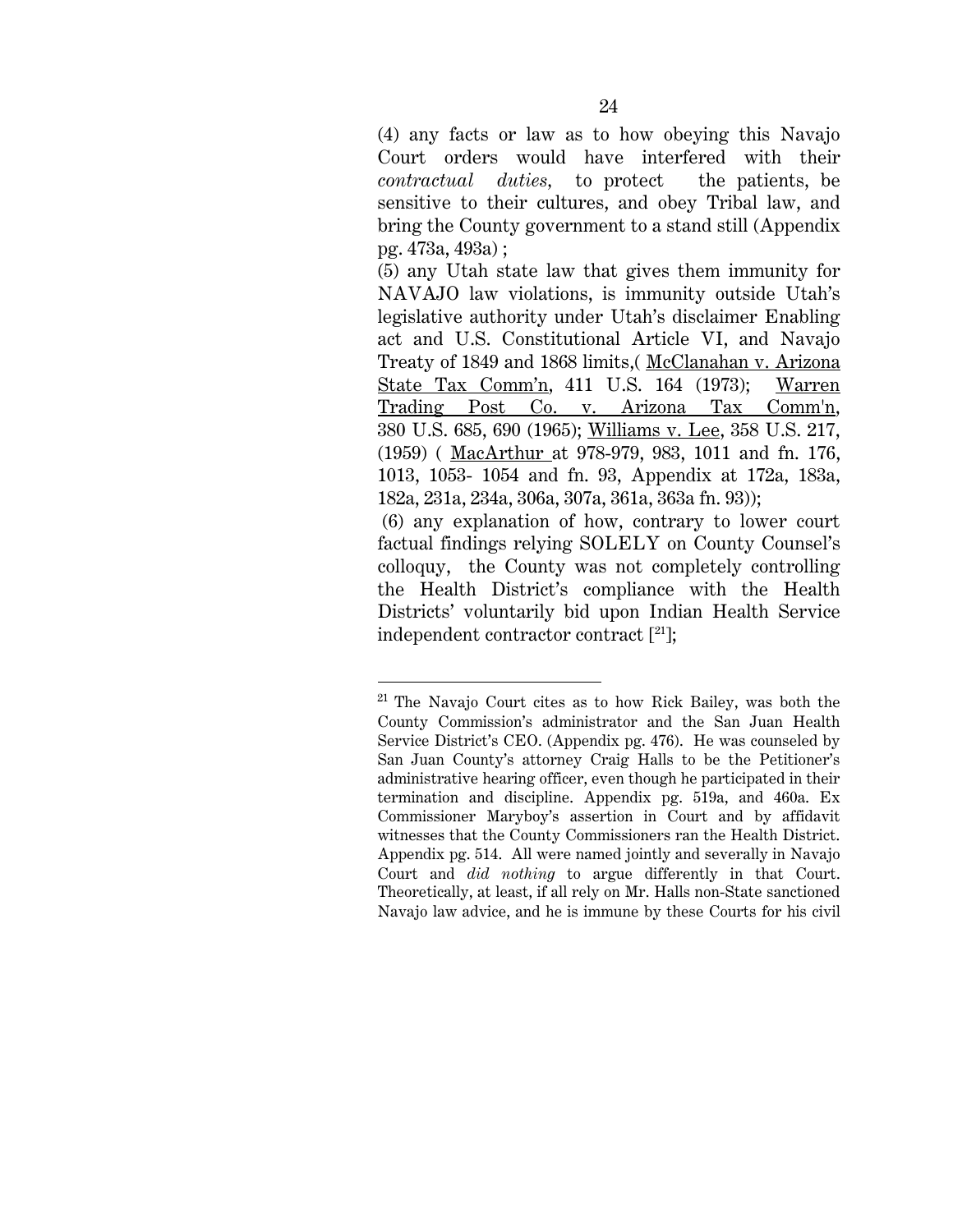(4) any facts or law as to how obeying this Navajo Court orders would have interfered with their *contractual duties*, to protect the patients, be sensitive to their cultures, and obey Tribal law, and bring the County government to a stand still (Appendix pg. 473a, 493a) ;

(5) any Utah state law that gives them immunity for NAVAJO law violations, is immunity outside Utah's legislative authority under Utah's disclaimer Enabling act and U.S. Constitutional Article VI, and Navajo Treaty of 1849 and 1868 limits,( McClanahan v. Arizona State Tax Comm'n, 411 U.S. 164 (1973); Warren Trading Post Co. v. Arizona Tax Comm'n, 380 U.S. 685, 690 (1965); Williams v. Lee, 358 U.S. 217, (1959) ( MacArthur at 978-979, 983, 1011 and fn. 176, 1013, 1053- 1054 and fn. 93, Appendix at 172a, 183a, 182a, 231a, 234a, 306a, 307a, 361a, 363a fn. 93));

(6) any explanation of how, contrary to lower court factual findings relying SOLELY on County Counsel's colloquy, the County was not completely controlling the Health District's compliance with the Health Districts' voluntarily bid upon Indian Health Service independent contractor contract [21];

---

[21] The Navajo Court cites as to how Rick Bailey, was both the County Commission's administrator and the San Juan Health Service District's CEO. (Appendix pg. 476). He was counseled by San Juan County's attorney Craig Halls to be the Petitioner's administrative hearing officer, even though he participated in their termination and discipline. Appendix pg. 519a, and 460a. Ex Commissioner Maryboy's assertion in Court and by affidavit witnesses that the County Commissioners ran the Health District. Appendix pg. 514. All were named jointly and severally in Navajo Court and *did nothing* to argue differently in that Court. Theoretically, at least, if all rely on Mr. Halls non-State sanctioned Navajo law advice, and he is immune by these Courts for his civil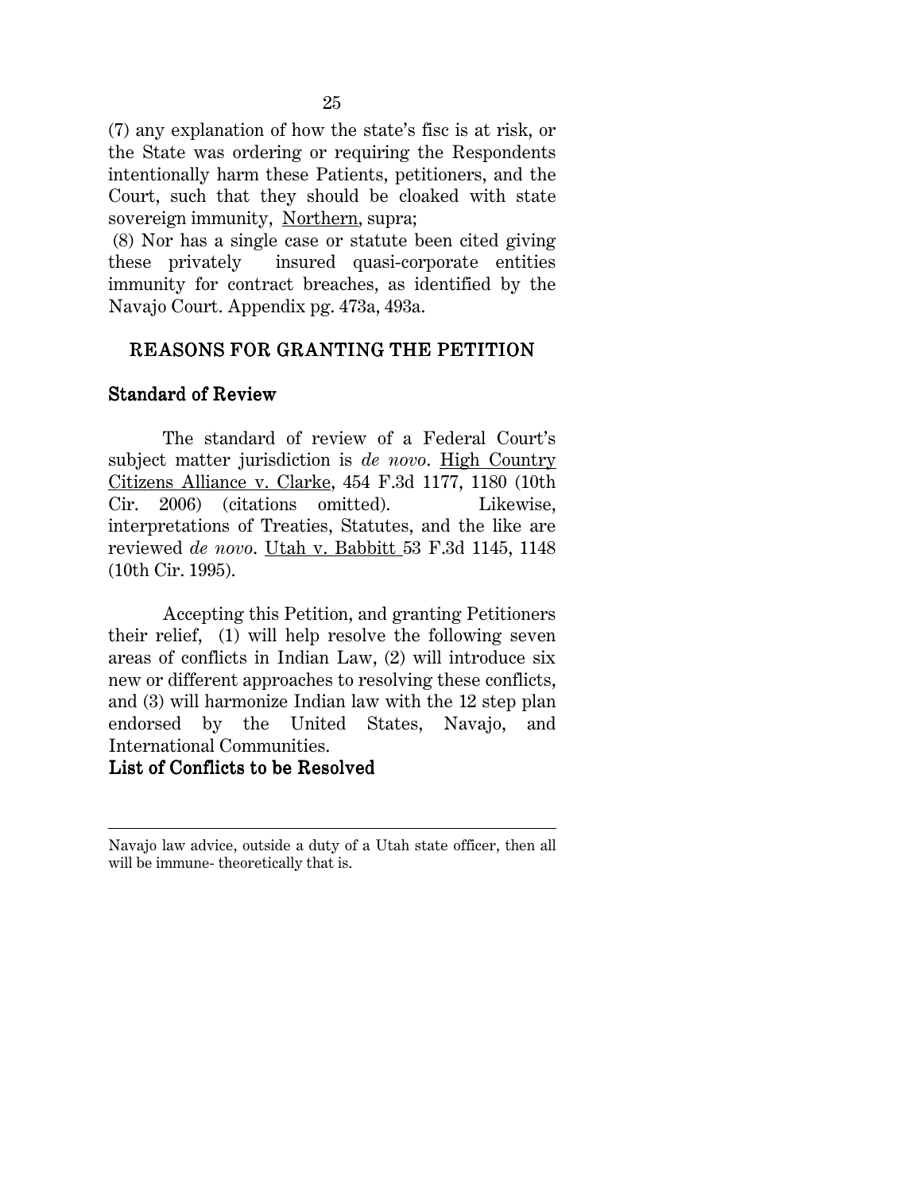(7) any explanation of how the state's fisc is at risk, or the State was ordering or requiring the Respondents intentionally harm these Patients, petitioners, and the Court, such that they should be cloaked with state sovereign immunity, Northern, supra;

(8) Nor has a single case or statute been cited giving these privately insured quasi-corporate entities immunity for contract breaches, as identified by the Navajo Court. Appendix pg. 473a, 493a.

## REASONS FOR GRANTING THE PETITION

### Standard of Review

The standard of review of a Federal Court's subject matter jurisdiction is *de novo*. High Country Citizens Alliance v. Clarke, 454 F.3d 1177, 1180 (10th Cir. 2006) (citations omitted). Likewise, interpretations of Treaties, Statutes, and the like are reviewed *de novo*. Utah v. Babbitt 53 F.3d 1145, 1148 (10th Cir. 1995).

Accepting this Petition, and granting Petitioners their relief, (1) will help resolve the following seven areas of conflicts in Indian Law, (2) will introduce six new or different approaches to resolving these conflicts, and (3) will harmonize Indian law with the 12 step plan endorsed by the United States, Navajo, and International Communities.

### List of Conflicts to be Resolved

---

Navajo law advice, outside a duty of a Utah state officer, then all will be immune- theoretically that is.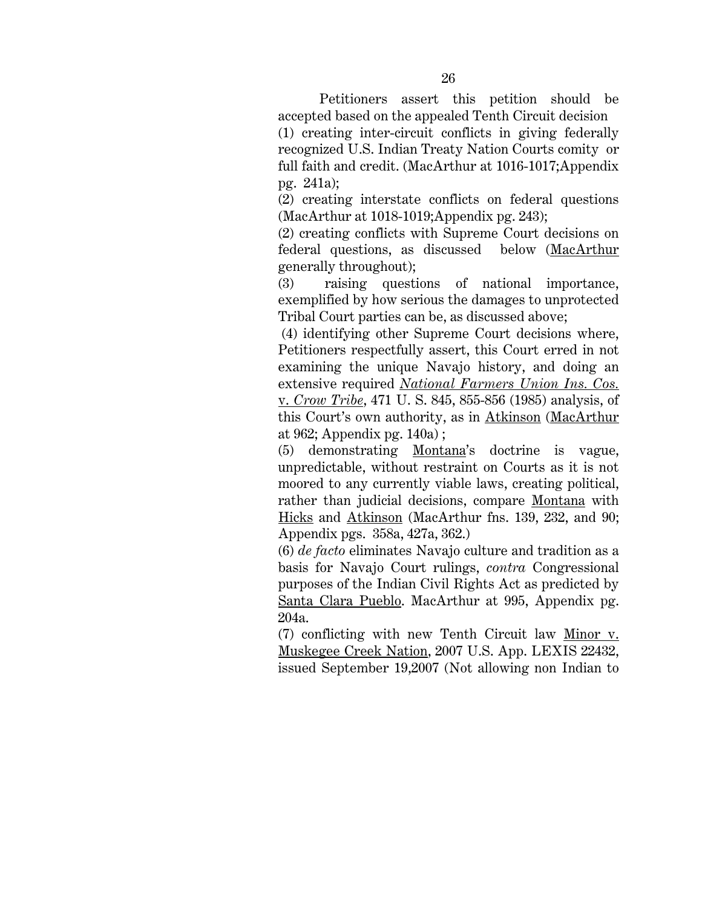Petitioners assert this petition should be accepted based on the appealed Tenth Circuit decision

(1) creating inter-circuit conflicts in giving federally recognized U.S. Indian Treaty Nation Courts comity or full faith and credit. (MacArthur at 1016-1017;Appendix pg. 241a);

(2) creating interstate conflicts on federal questions (MacArthur at 1018-1019;Appendix pg. 243);

(2) creating conflicts with Supreme Court decisions on federal questions, as discussed below (MacArthur generally throughout);

(3) raising questions of national importance, exemplified by how serious the damages to unprotected Tribal Court parties can be, as discussed above;

(4) identifying other Supreme Court decisions where, Petitioners respectfully assert, this Court erred in not examining the unique Navajo history, and doing an extensive required *National Farmers Union Ins. Cos.* v. *Crow Tribe*, 471 U. S. 845, 855-856 (1985) analysis, of this Court's own authority, as in Atkinson (MacArthur at 962; Appendix pg. 140a) ;

(5) demonstrating Montana's doctrine is vague, unpredictable, without restraint on Courts as it is not moored to any currently viable laws, creating political, rather than judicial decisions, compare Montana with Hicks and Atkinson (MacArthur fns. 139, 232, and 90; Appendix pgs. 358a, 427a, 362.)

(6) *de facto* eliminates Navajo culture and tradition as a basis for Navajo Court rulings, *contra* Congressional purposes of the Indian Civil Rights Act as predicted by Santa Clara Pueblo. MacArthur at 995, Appendix pg. 204a.

(7) conflicting with new Tenth Circuit law Minor v. Muskegee Creek Nation, 2007 U.S. App. LEXIS 22432, issued September 19,2007 (Not allowing non Indian to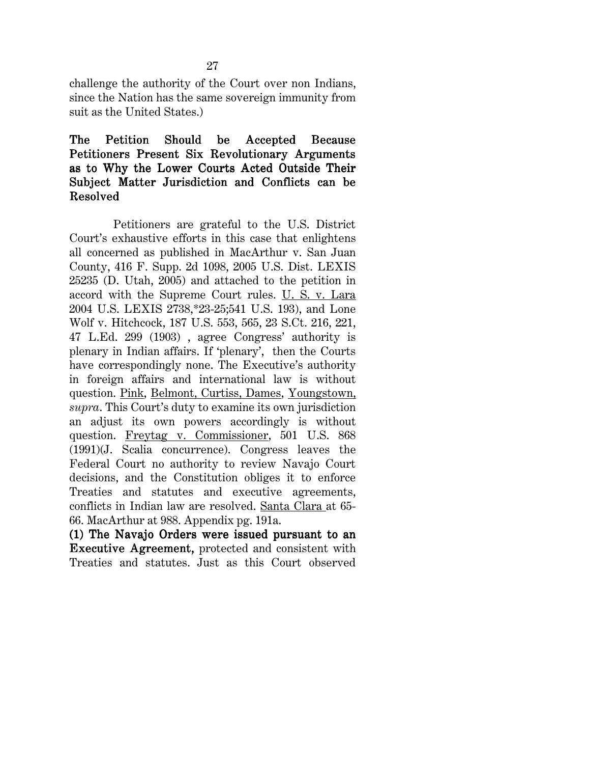challenge the authority of the Court over non Indians, since the Nation has the same sovereign immunity from suit as the United States.)

**The Petition Should be Accepted Because Petitioners Present Six Revolutionary Arguments as to Why the Lower Courts Acted Outside Their Subject Matter Jurisdiction and Conflicts can be Resolved**

Petitioners are grateful to the U.S. District Court's exhaustive efforts in this case that enlightens all concerned as published in MacArthur v. San Juan County, 416 F. Supp. 2d 1098, 2005 U.S. Dist. LEXIS 25235 (D. Utah, 2005) and attached to the petition in accord with the Supreme Court rules. U. S. v. Lara 2004 U.S. LEXIS 2738,*23-25;541 U.S. 193), and Lone Wolf v. Hitchcock, 187 U.S. 553, 565, 23 S.Ct. 216, 221, 47 L.Ed. 299 (1903) , agree Congress' authority is plenary in Indian affairs. If 'plenary', then the Courts have correspondingly none. The Executive's authority in foreign affairs and international law is without question. Pink, Belmont, Curtiss, Dames, Youngstown, *supra*. This Court's duty to examine its own jurisdiction an adjust its own powers accordingly is without question. Freytag v. Commissioner, 501 U.S. 868 (1991)(J. Scalia concurrence). Congress leaves the Federal Court no authority to review Navajo Court decisions, and the Constitution obliges it to enforce Treaties and statutes and executive agreements, conflicts in Indian law are resolved. Santa Clara at 65-66. MacArthur at 988. Appendix pg. 191a.

**(1) The Navajo Orders were issued pursuant to an Executive Agreement,** protected and consistent with Treaties and statutes. Just as this Court observed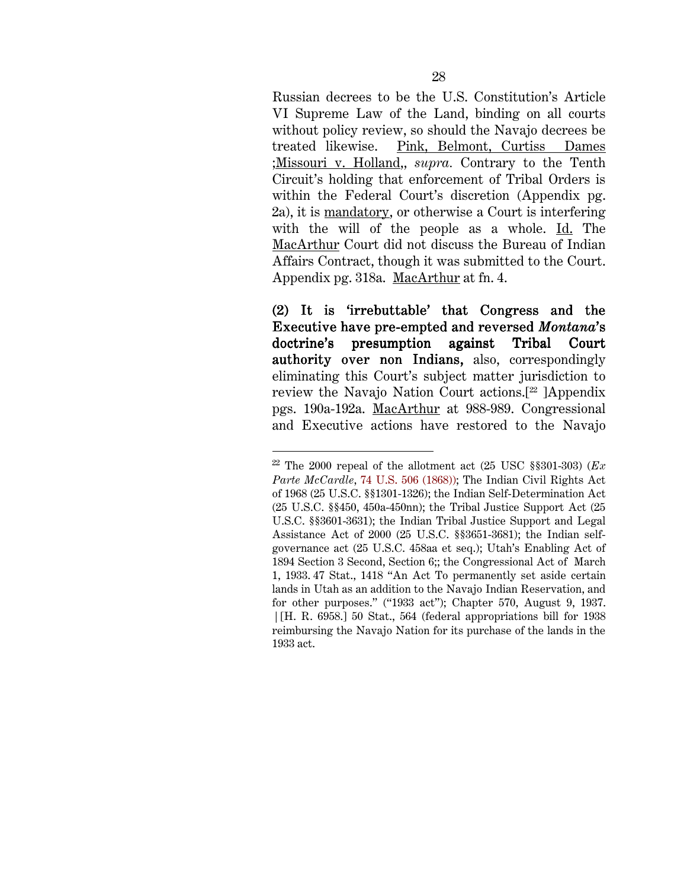Russian decrees to be the U.S. Constitution's Article VI Supreme Law of the Land, binding on all courts without policy review, so should the Navajo decrees be treated likewise. Pink, Belmont, Curtiss Dames ;Missouri v. Holland,, *supra.* Contrary to the Tenth Circuit's holding that enforcement of Tribal Orders is within the Federal Court's discretion (Appendix pg. 2a), it is mandatory, or otherwise a Court is interfering with the will of the people as a whole. Id. The MacArthur Court did not discuss the Bureau of Indian Affairs Contract, though it was submitted to the Court. Appendix pg. 318a. MacArthur at fn. 4.

**(2) It is 'irrebuttable' that Congress and the Executive have pre-empted and reversed *Montana*'s doctrine's presumption against Tribal Court authority over non Indians,** also, correspondingly eliminating this Court's subject matter jurisdiction to review the Navajo Nation Court actions.[22] ]Appendix pgs. 190a-192a. MacArthur at 988-989. Congressional and Executive actions have restored to the Navajo

---

[22] The 2000 repeal of the allotment act (25 USC §§301-303) (*Ex Parte McCardle*, 74 U.S. 506 (1868)); The Indian Civil Rights Act of 1968 (25 U.S.C. §§1301-1326); the Indian Self-Determination Act (25 U.S.C. §§450, 450a-450nn); the Tribal Justice Support Act (25 U.S.C. §§3601-3631); the Indian Tribal Justice Support and Legal Assistance Act of 2000 (25 U.S.C. §§3651-3681); the Indian self-governance act (25 U.S.C. 458aa et seq.); Utah's Enabling Act of 1894 Section 3 Second, Section 6;; the Congressional Act of March 1, 1933. 47 Stat., 1418 "An Act To permanently set aside certain lands in Utah as an addition to the Navajo Indian Reservation, and for other purposes." ("1933 act"); Chapter 570, August 9, 1937. |[H. R. 6958.] 50 Stat., 564 (federal appropriations bill for 1938 reimbursing the Navajo Nation for its purchase of the lands in the 1933 act.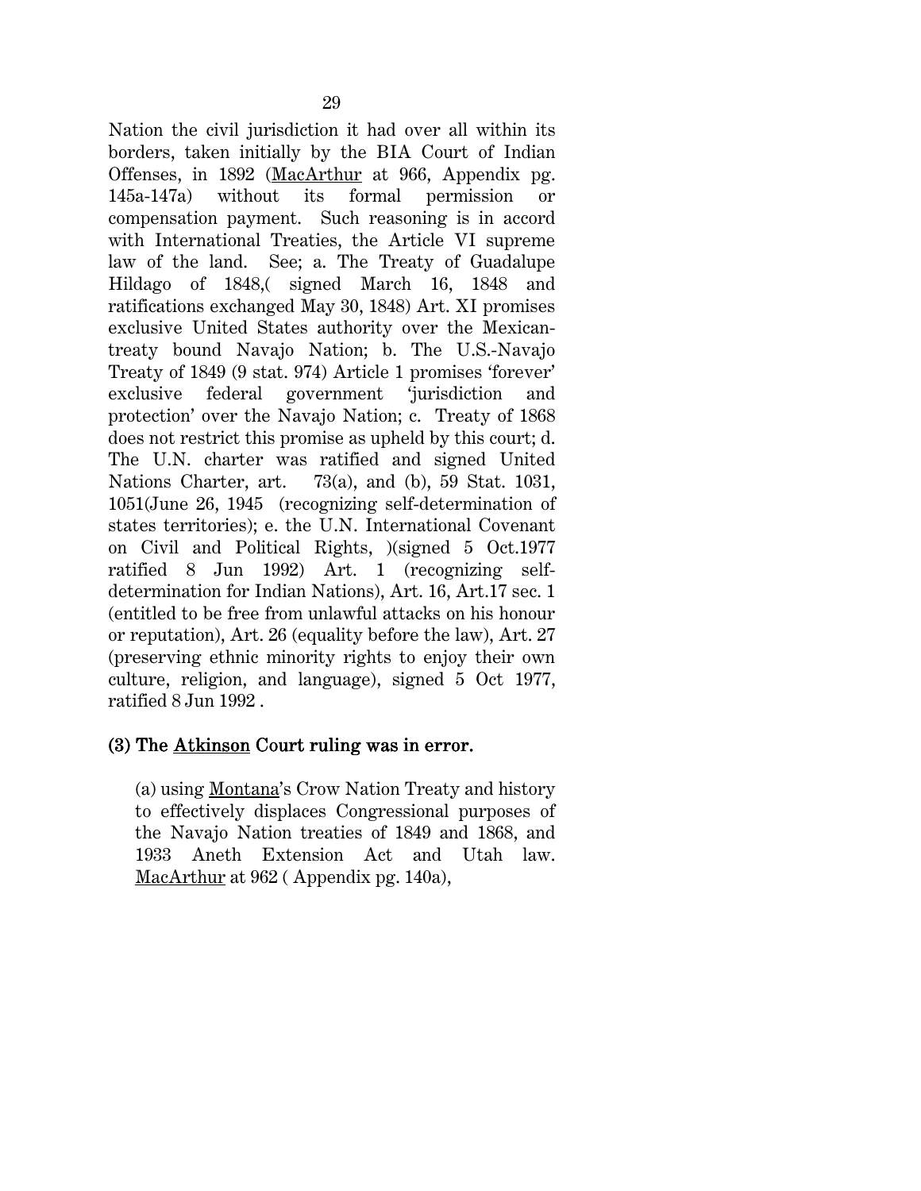Nation the civil jurisdiction it had over all within its borders, taken initially by the BIA Court of Indian Offenses, in 1892 (MacArthur at 966, Appendix pg. 145a-147a) without its formal permission or compensation payment. Such reasoning is in accord with International Treaties, the Article VI supreme law of the land. See; a. The Treaty of Guadalupe Hildago of 1848,( signed March 16, 1848 and ratifications exchanged May 30, 1848) Art. XI promises exclusive United States authority over the Mexican-treaty bound Navajo Nation; b. The U.S.-Navajo Treaty of 1849 (9 stat. 974) Article 1 promises 'forever' exclusive federal government 'jurisdiction and protection' over the Navajo Nation; c. Treaty of 1868 does not restrict this promise as upheld by this court; d. The U.N. charter was ratified and signed United Nations Charter, art. 73(a), and (b), 59 Stat. 1031, 1051(June 26, 1945 (recognizing self-determination of states territories); e. the U.N. International Covenant on Civil and Political Rights, )(signed 5 Oct.1977 ratified 8 Jun 1992) Art. 1 (recognizing self-determination for Indian Nations), Art. 16, Art.17 sec. 1 (entitled to be free from unlawful attacks on his honour or reputation), Art. 26 (equality before the law), Art. 27 (preserving ethnic minority rights to enjoy their own culture, religion, and language), signed 5 Oct 1977, ratified 8 Jun 1992 .

### (3) The Atkinson Court ruling was in error.

(a) using Montana's Crow Nation Treaty and history to effectively displaces Congressional purposes of the Navajo Nation treaties of 1849 and 1868, and 1933 Aneth Extension Act and Utah law. MacArthur at 962 ( Appendix pg. 140a),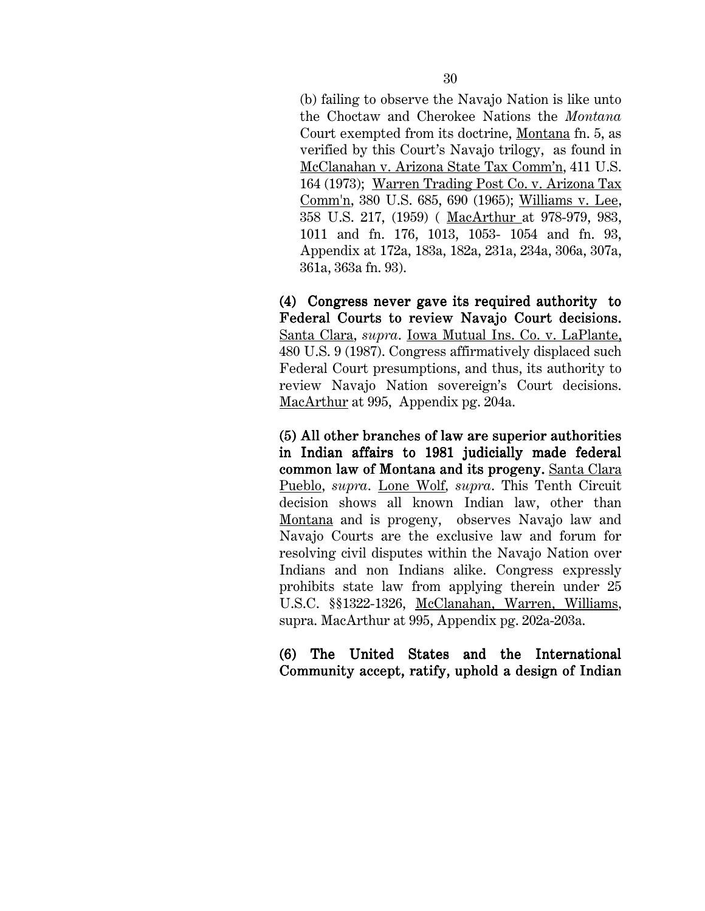(b) failing to observe the Navajo Nation is like unto the Choctaw and Cherokee Nations the *Montana* Court exempted from its doctrine, Montana fn. 5, as verified by this Court's Navajo trilogy, as found in McClanahan v. Arizona State Tax Comm'n, 411 U.S. 164 (1973); Warren Trading Post Co. v. Arizona Tax Comm'n, 380 U.S. 685, 690 (1965); Williams v. Lee, 358 U.S. 217, (1959) ( MacArthur at 978-979, 983, 1011 and fn. 176, 1013, 1053- 1054 and fn. 93, Appendix at 172a, 183a, 182a, 231a, 234a, 306a, 307a, 361a, 363a fn. 93).

**(4) Congress never gave its required authority to Federal Courts to review Navajo Court decisions.** Santa Clara, *supra*. Iowa Mutual Ins. Co. v. LaPlante, 480 U.S. 9 (1987). Congress affirmatively displaced such Federal Court presumptions, and thus, its authority to review Navajo Nation sovereign's Court decisions. MacArthur at 995, Appendix pg. 204a.

**(5) All other branches of law are superior authorities in Indian affairs to 1981 judicially made federal common law of Montana and its progeny.** Santa Clara Pueblo, *supra*. Lone Wolf, *supra*. This Tenth Circuit decision shows all known Indian law, other than Montana and is progeny, observes Navajo law and Navajo Courts are the exclusive law and forum for resolving civil disputes within the Navajo Nation over Indians and non Indians alike. Congress expressly prohibits state law from applying therein under 25 U.S.C. §§1322-1326, McClanahan, Warren, Williams, supra. MacArthur at 995, Appendix pg. 202a-203a.

**(6) The United States and the International Community accept, ratify, uphold a design of Indian**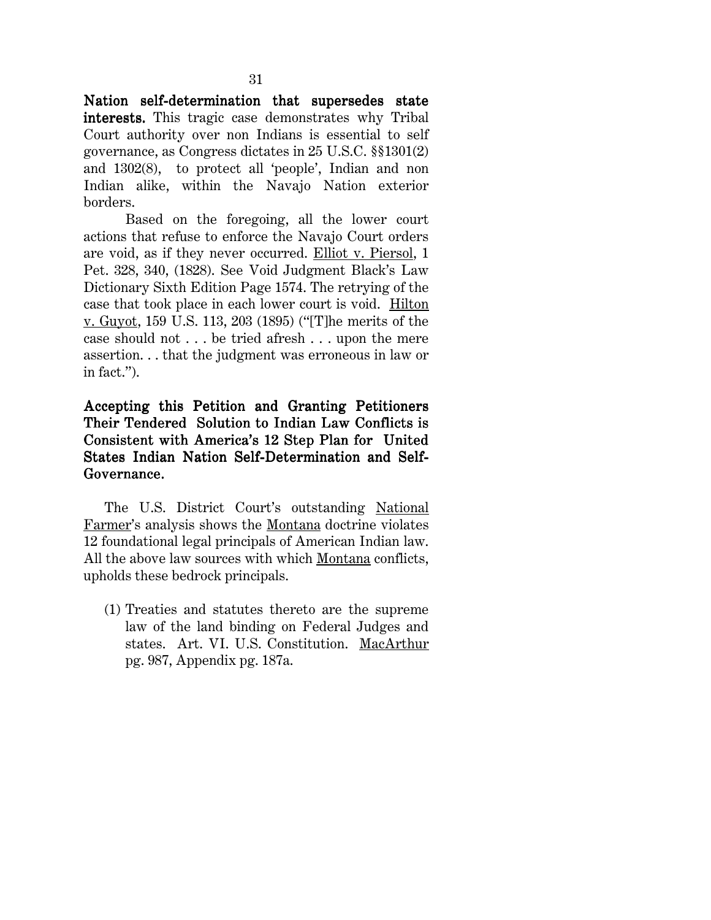**Nation self-determination that supersedes state interests.** This tragic case demonstrates why Tribal Court authority over non Indians is essential to self governance, as Congress dictates in 25 U.S.C. §§1301(2) and 1302(8), to protect all 'people', Indian and non Indian alike, within the Navajo Nation exterior borders.

Based on the foregoing, all the lower court actions that refuse to enforce the Navajo Court orders are void, as if they never occurred. Elliot v. Piersol, 1 Pet. 328, 340, (1828). See Void Judgment Black's Law Dictionary Sixth Edition Page 1574. The retrying of the case that took place in each lower court is void. Hilton v. Guyot, 159 U.S. 113, 203 (1895) ("[T]he merits of the case should not . . . be tried afresh . . . upon the mere assertion. . . that the judgment was erroneous in law or in fact.").

**Accepting this Petition and Granting Petitioners Their Tendered Solution to Indian Law Conflicts is Consistent with America's 12 Step Plan for United States Indian Nation Self-Determination and Self-Governance.**

The U.S. District Court's outstanding National Farmer's analysis shows the Montana doctrine violates 12 foundational legal principals of American Indian law. All the above law sources with which Montana conflicts, upholds these bedrock principals.

(1) Treaties and statutes thereto are the supreme law of the land binding on Federal Judges and states. Art. VI. U.S. Constitution. MacArthur pg. 987, Appendix pg. 187a.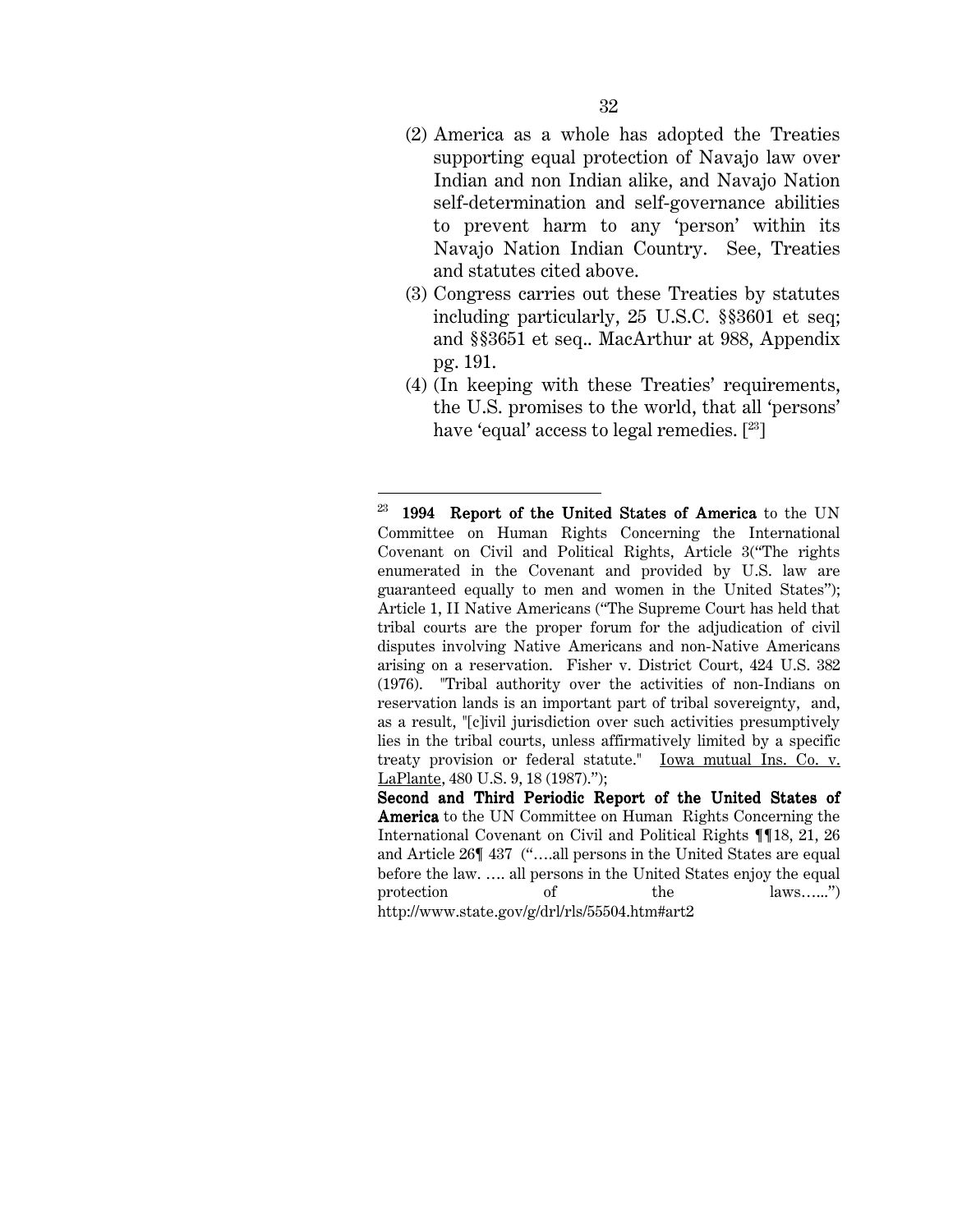(2) America as a whole has adopted the Treaties supporting equal protection of Navajo law over Indian and non Indian alike, and Navajo Nation self-determination and self-governance abilities to prevent harm to any 'person' within its Navajo Nation Indian Country. See, Treaties and statutes cited above.

(3) Congress carries out these Treaties by statutes including particularly, 25 U.S.C. §§3601 et seq; and §§3651 et seq.. MacArthur at 988, Appendix pg. 191.

(4) (In keeping with these Treaties' requirements, the U.S. promises to the world, that all 'persons' have 'equal' access to legal remedies. [[23]]

---

[23] **1994 Report of the United States of America** to the UN Committee on Human Rights Concerning the International Covenant on Civil and Political Rights, Article 3("The rights enumerated in the Covenant and provided by U.S. law are guaranteed equally to men and women in the United States"); Article 1, II Native Americans ("The Supreme Court has held that tribal courts are the proper forum for the adjudication of civil disputes involving Native Americans and non-Native Americans arising on a reservation. Fisher v. District Court, 424 U.S. 382 (1976). "Tribal authority over the activities of non-Indians on reservation lands is an important part of tribal sovereignty, and, as a result, "[c]ivil jurisdiction over such activities presumptively lies in the tribal courts, unless affirmatively limited by a specific treaty provision or federal statute." Iowa mutual Ins. Co. v. LaPlante, 480 U.S. 9, 18 (1987).");

**Second and Third Periodic Report of the United States of America** to the UN Committee on Human Rights Concerning the International Covenant on Civil and Political Rights ¶¶18, 21, 26 and Article 26¶ 437 ("….all persons in the United States are equal before the law. …. all persons in the United States enjoy the equal protection of the laws…...") http://www.state.gov/g/drl/rls/55504.htm#art2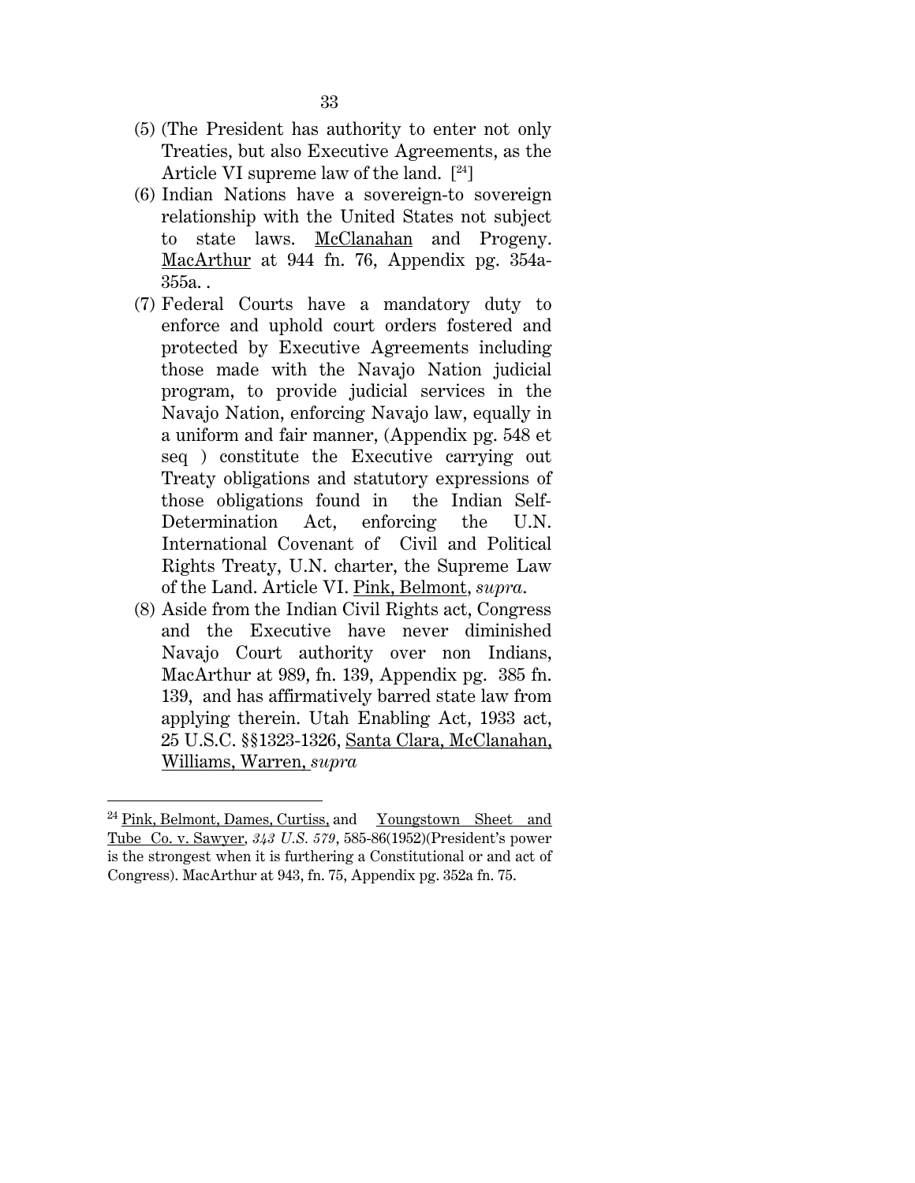(5) (The President has authority to enter not only Treaties, but also Executive Agreements, as the Article VI supreme law of the land. [24]

(6) Indian Nations have a sovereign-to sovereign relationship with the United States not subject to state laws. McClanahan and Progeny. MacArthur at 944 fn. 76, Appendix pg. 354a-355a. .

(7) Federal Courts have a mandatory duty to enforce and uphold court orders fostered and protected by Executive Agreements including those made with the Navajo Nation judicial program, to provide judicial services in the Navajo Nation, enforcing Navajo law, equally in a uniform and fair manner, (Appendix pg. 548 et seq ) constitute the Executive carrying out Treaty obligations and statutory expressions of those obligations found in the Indian Self-Determination Act, enforcing the U.N. International Covenant of Civil and Political Rights Treaty, U.N. charter, the Supreme Law of the Land. Article VI. Pink, Belmont, *supra*.

(8) Aside from the Indian Civil Rights act, Congress and the Executive have never diminished Navajo Court authority over non Indians, MacArthur at 989, fn. 139, Appendix pg. 385 fn. 139, and has affirmatively barred state law from applying therein. Utah Enabling Act, 1933 act, 25 U.S.C. §§1323-1326, Santa Clara, McClanahan, Williams, Warren, *supra*

---

[24] Pink, Belmont, Dames, Curtiss, and Youngstown Sheet and Tube Co. v. Sawyer, *343 U.S. 579*, 585-86(1952)(President's power is the strongest when it is furthering a Constitutional or and act of Congress). MacArthur at 943, fn. 75, Appendix pg. 352a fn. 75.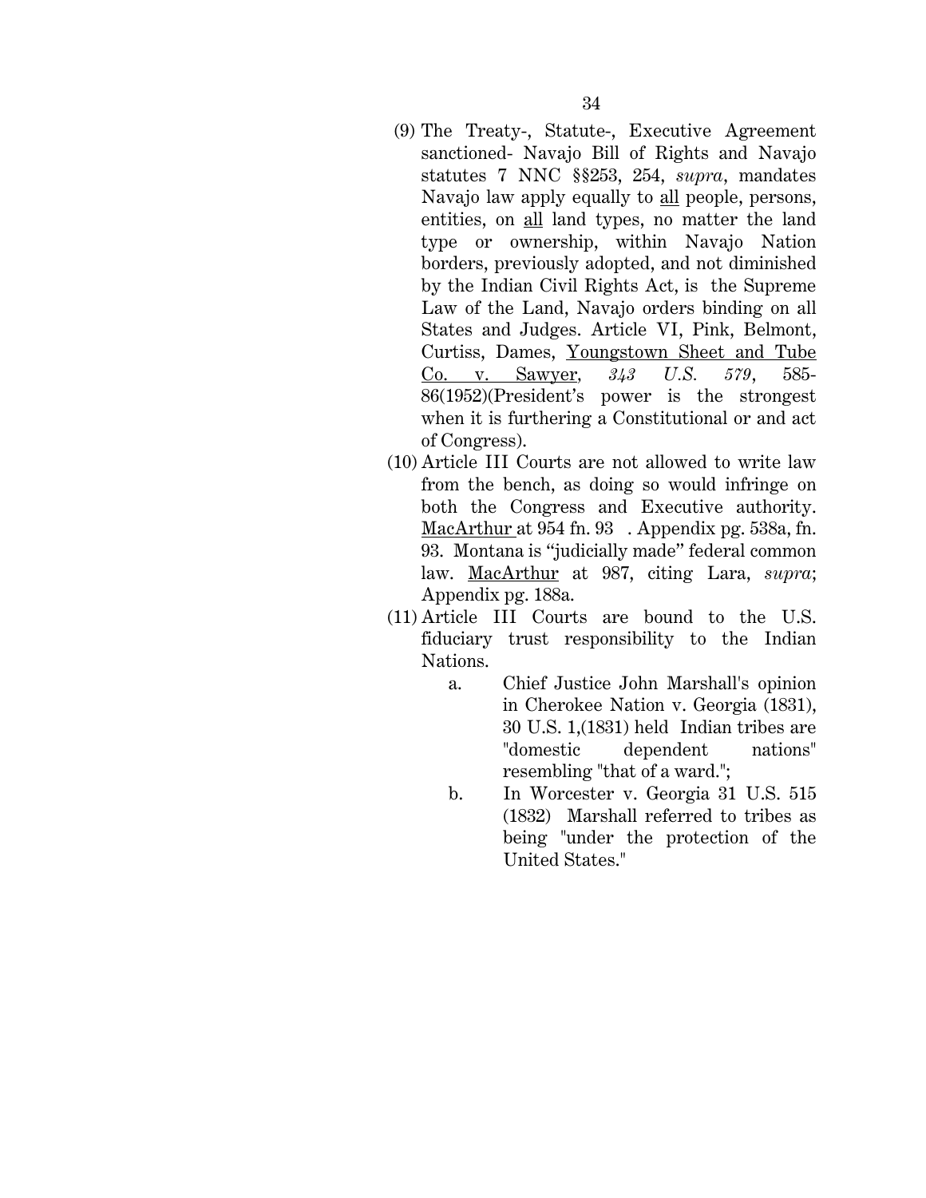(9) The Treaty-, Statute-, Executive Agreement sanctioned- Navajo Bill of Rights and Navajo statutes 7 NNC §§253, 254, *supra*, mandates Navajo law apply equally to all people, persons, entities, on all land types, no matter the land type or ownership, within Navajo Nation borders, previously adopted, and not diminished by the Indian Civil Rights Act, is the Supreme Law of the Land, Navajo orders binding on all States and Judges. Article VI, Pink, Belmont, Curtiss, Dames, Youngstown Sheet and Tube Co. v. Sawyer, *343 U.S. 579*, 585-86(1952)(President's power is the strongest when it is furthering a Constitutional or and act of Congress).

(10) Article III Courts are not allowed to write law from the bench, as doing so would infringe on both the Congress and Executive authority. MacArthur at 954 fn. 93 . Appendix pg. 538a, fn. 93. Montana is "judicially made" federal common law. MacArthur at 987, citing Lara, *supra*; Appendix pg. 188a.

(11) Article III Courts are bound to the U.S. fiduciary trust responsibility to the Indian Nations.

   a. Chief Justice John Marshall's opinion in Cherokee Nation v. Georgia (1831), 30 U.S. 1,(1831) held Indian tribes are "domestic dependent nations" resembling "that of a ward.";

   b. In Worcester v. Georgia 31 U.S. 515 (1832) Marshall referred to tribes as being "under the protection of the United States."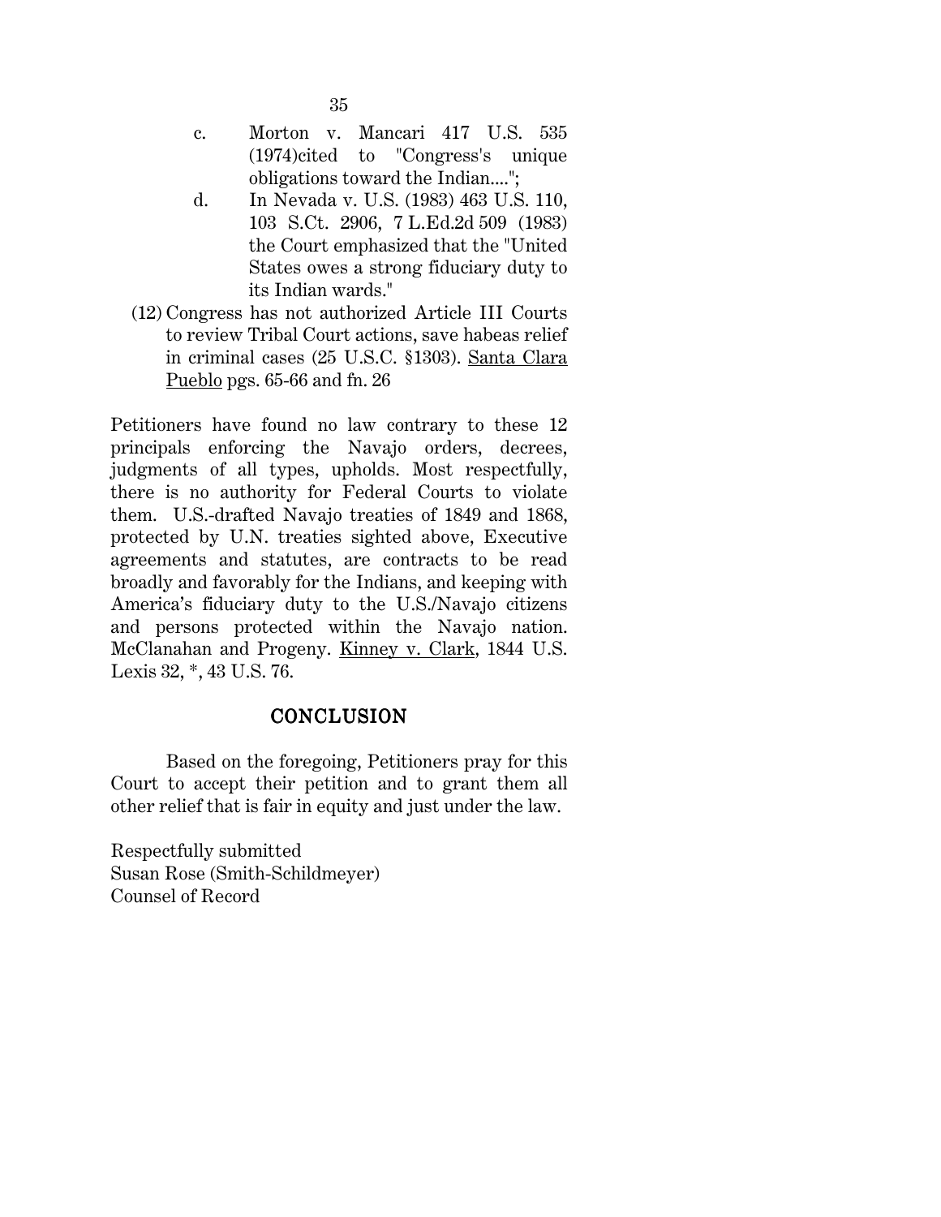c. Morton v. Mancari 417 U.S. 535 (1974)cited to "Congress's unique obligations toward the Indian....";

d. In Nevada v. U.S. (1983) 463 U.S. 110, 103 S.Ct. 2906, 7 L.Ed.2d 509 (1983) the Court emphasized that the "United States owes a strong fiduciary duty to its Indian wards."

(12) Congress has not authorized Article III Courts to review Tribal Court actions, save habeas relief in criminal cases (25 U.S.C. §1303). Santa Clara Pueblo pgs. 65-66 and fn. 26

Petitioners have found no law contrary to these 12 principals enforcing the Navajo orders, decrees, judgments of all types, upholds. Most respectfully, there is no authority for Federal Courts to violate them. U.S.-drafted Navajo treaties of 1849 and 1868, protected by U.N. treaties sighted above, Executive agreements and statutes, are contracts to be read broadly and favorably for the Indians, and keeping with America's fiduciary duty to the U.S./Navajo citizens and persons protected within the Navajo nation. McClanahan and Progeny. Kinney v. Clark, 1844 U.S. Lexis 32, *, 43 U.S. 76.

## CONCLUSION

Based on the foregoing, Petitioners pray for this Court to accept their petition and to grant them all other relief that is fair in equity and just under the law.

Respectfully submitted
Susan Rose (Smith-Schildmeyer)
Counsel of Record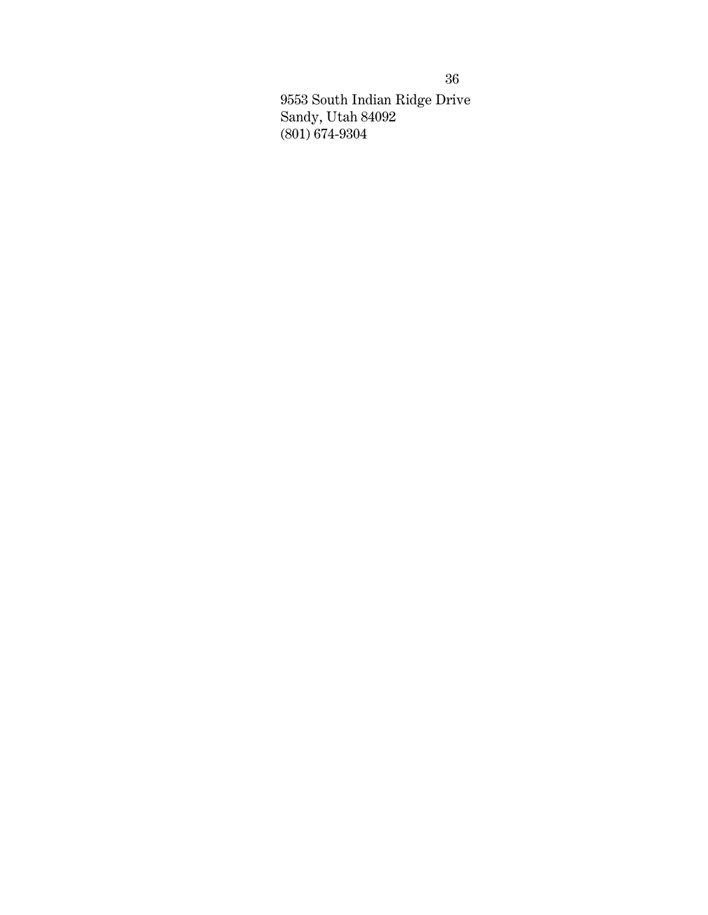9553 South Indian Ridge Drive
Sandy, Utah 84092
(801) 674-9304